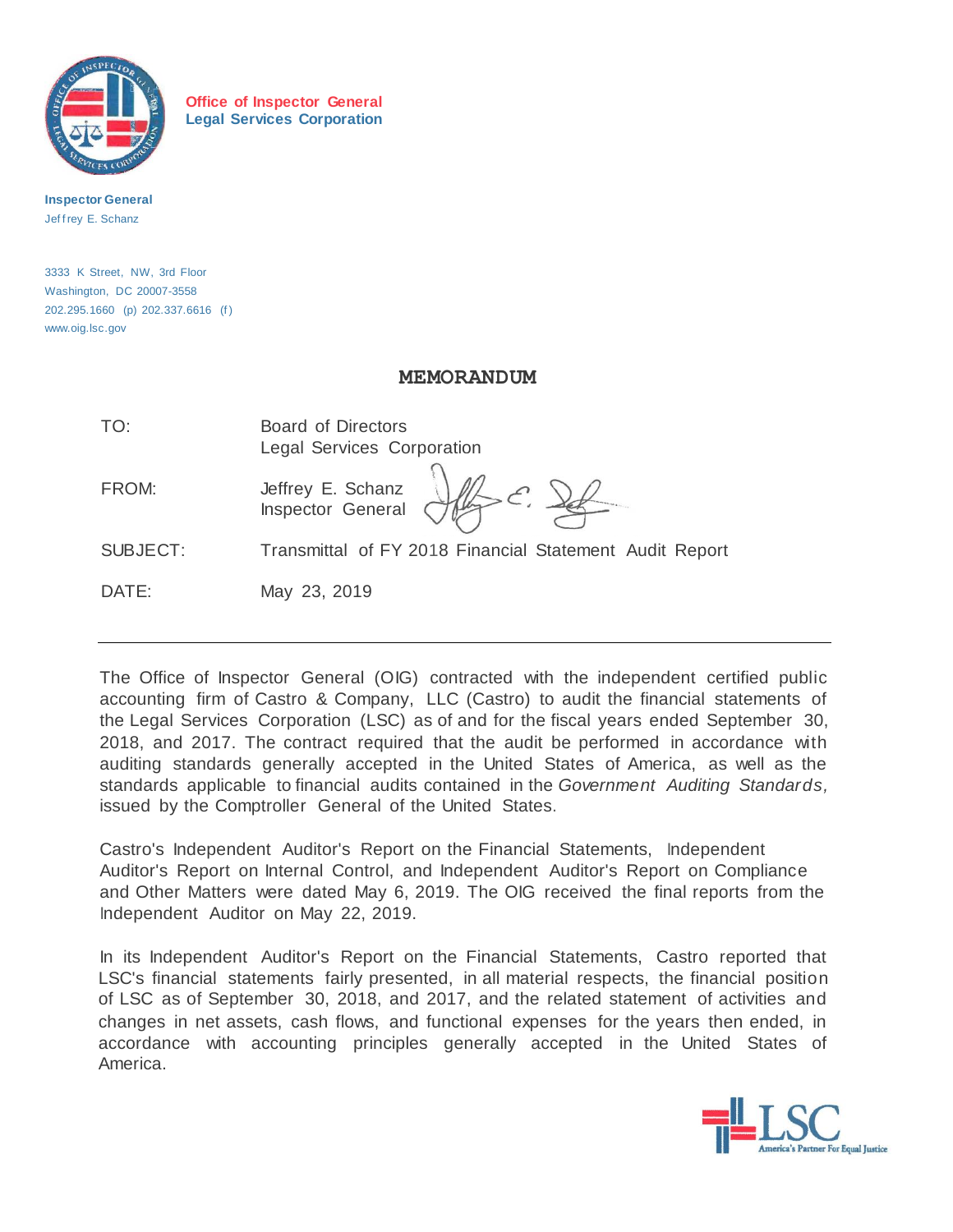**Office of Inspector General**
**Legal Services Corporation**

**Inspector General**
Jeffrey E. Schanz

3333 K Street, NW, 3rd Floor
Washington, DC 20007-3558
202.295.1660 (p) 202.337.6616 (f)
www.oig.lsc.gov

## MEMORANDUM

| | |
|---|---|
| TO: | Board of Directors<br>Legal Services Corporation |
| FROM: | Jeffrey E. Schanz<br>Inspector General |
| SUBJECT: | Transmittal of FY 2018 Financial Statement Audit Report |
| DATE: | May 23, 2019 |

---

The Office of Inspector General (OIG) contracted with the independent certified public accounting firm of Castro & Company, LLC (Castro) to audit the financial statements of the Legal Services Corporation (LSC) as of and for the fiscal years ended September 30, 2018, and 2017. The contract required that the audit be performed in accordance with auditing standards generally accepted in the United States of America, as well as the standards applicable to financial audits contained in the *Government Auditing Standards,* issued by the Comptroller General of the United States.

Castro's Independent Auditor's Report on the Financial Statements, Independent Auditor's Report on Internal Control, and Independent Auditor's Report on Compliance and Other Matters were dated May 6, 2019. The OIG received the final reports from the Independent Auditor on May 22, 2019.

In its Independent Auditor's Report on the Financial Statements, Castro reported that LSC's financial statements fairly presented, in all material respects, the financial position of LSC as of September 30, 2018, and 2017, and the related statement of activities and changes in net assets, cash flows, and functional expenses for the years then ended, in accordance with accounting principles generally accepted in the United States of America.

LSC
America's Partner For Equal Justice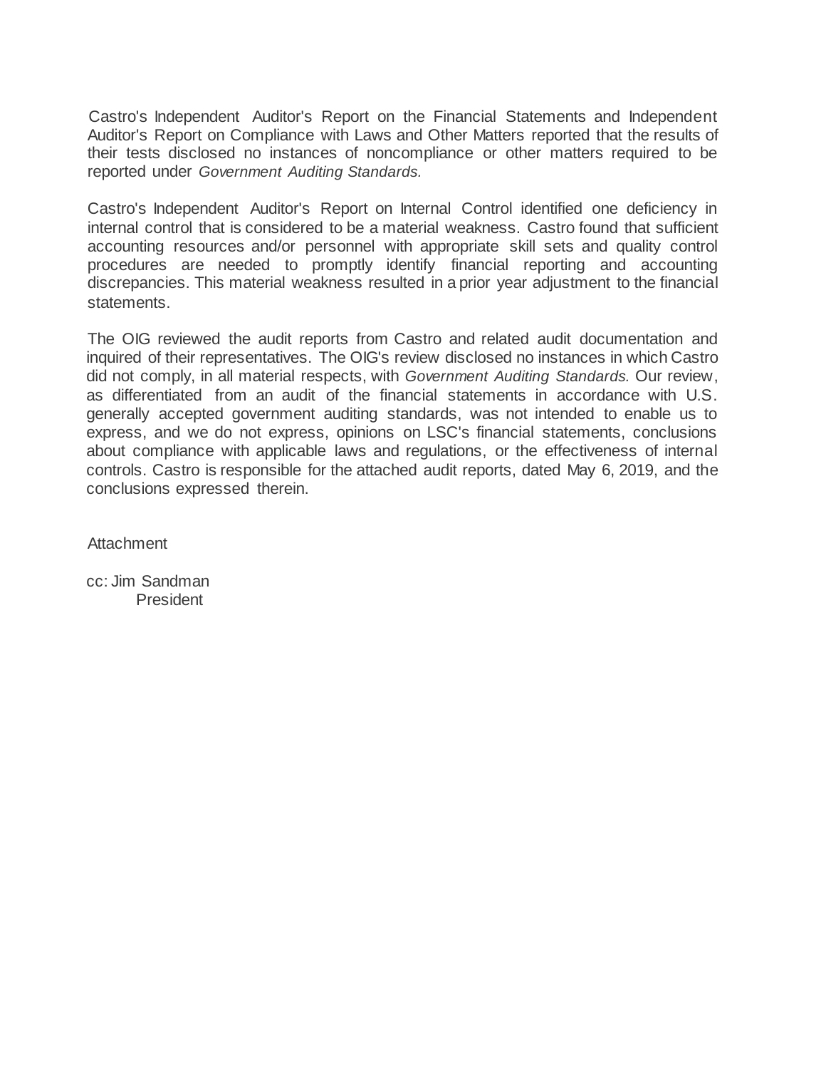Castro's Independent Auditor's Report on the Financial Statements and Independent Auditor's Report on Compliance with Laws and Other Matters reported that the results of their tests disclosed no instances of noncompliance or other matters required to be reported under *Government Auditing Standards.*

Castro's Independent Auditor's Report on Internal Control identified one deficiency in internal control that is considered to be a material weakness. Castro found that sufficient accounting resources and/or personnel with appropriate skill sets and quality control procedures are needed to promptly identify financial reporting and accounting discrepancies. This material weakness resulted in a prior year adjustment to the financial statements.

The OIG reviewed the audit reports from Castro and related audit documentation and inquired of their representatives. The OIG's review disclosed no instances in which Castro did not comply, in all material respects, with *Government Auditing Standards.* Our review, as differentiated from an audit of the financial statements in accordance with U.S. generally accepted government auditing standards, was not intended to enable us to express, and we do not express, opinions on LSC's financial statements, conclusions about compliance with applicable laws and regulations, or the effectiveness of internal controls. Castro is responsible for the attached audit reports, dated May 6, 2019, and the conclusions expressed therein.

Attachment

cc: Jim Sandman
President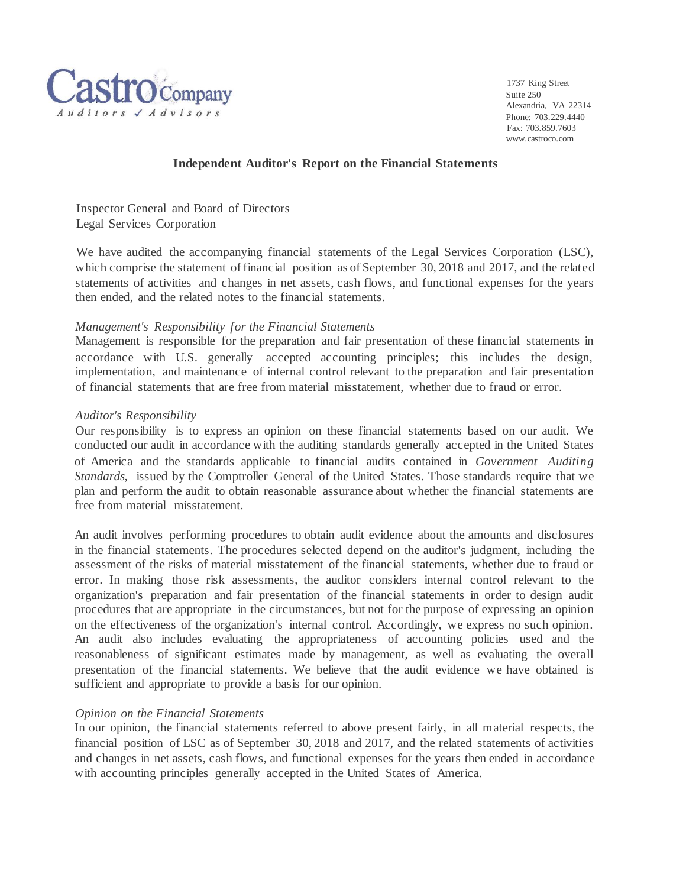Castro Company
Auditors ✓ Advisors

1737 King Street
Suite 250
Alexandria, VA 22314
Phone: 703.229.4440
Fax: 703.859.7603
www.castroco.com

# Independent Auditor's Report on the Financial Statements

Inspector General and Board of Directors
Legal Services Corporation

We have audited the accompanying financial statements of the Legal Services Corporation (LSC), which comprise the statement of financial position as of September 30, 2018 and 2017, and the related statements of activities and changes in net assets, cash flows, and functional expenses for the years then ended, and the related notes to the financial statements.

*Management's Responsibility for the Financial Statements*
Management is responsible for the preparation and fair presentation of these financial statements in accordance with U.S. generally accepted accounting principles; this includes the design, implementation, and maintenance of internal control relevant to the preparation and fair presentation of financial statements that are free from material misstatement, whether due to fraud or error.

*Auditor's Responsibility*
Our responsibility is to express an opinion on these financial statements based on our audit. We conducted our audit in accordance with the auditing standards generally accepted in the United States of America and the standards applicable to financial audits contained in *Government Auditing Standards,* issued by the Comptroller General of the United States. Those standards require that we plan and perform the audit to obtain reasonable assurance about whether the financial statements are free from material misstatement.

An audit involves performing procedures to obtain audit evidence about the amounts and disclosures in the financial statements. The procedures selected depend on the auditor's judgment, including the assessment of the risks of material misstatement of the financial statements, whether due to fraud or error. In making those risk assessments, the auditor considers internal control relevant to the organization's preparation and fair presentation of the financial statements in order to design audit procedures that are appropriate in the circumstances, but not for the purpose of expressing an opinion on the effectiveness of the organization's internal control. Accordingly, we express no such opinion. An audit also includes evaluating the appropriateness of accounting policies used and the reasonableness of significant estimates made by management, as well as evaluating the overall presentation of the financial statements. We believe that the audit evidence we have obtained is sufficient and appropriate to provide a basis for our opinion.

*Opinion on the Financial Statements*
In our opinion, the financial statements referred to above present fairly, in all material respects, the financial position of LSC as of September 30, 2018 and 2017, and the related statements of activities and changes in net assets, cash flows, and functional expenses for the years then ended in accordance with accounting principles generally accepted in the United States of America.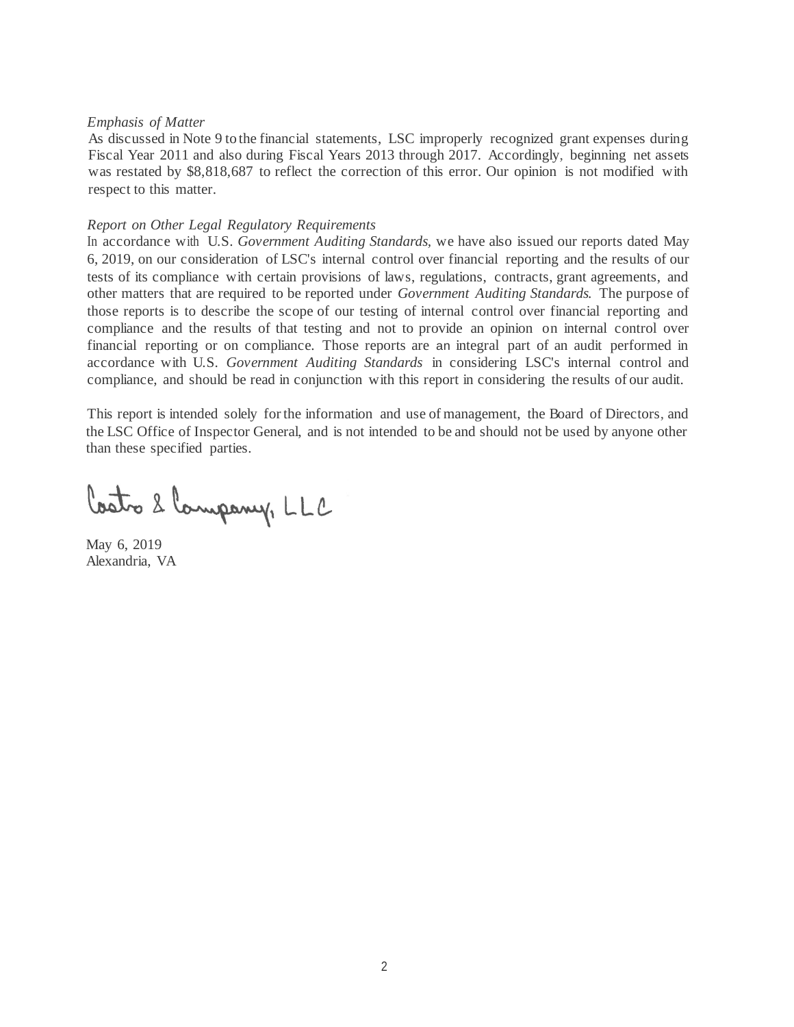*Emphasis of Matter*
As discussed in Note 9 to the financial statements, LSC improperly recognized grant expenses during Fiscal Year 2011 and also during Fiscal Years 2013 through 2017. Accordingly, beginning net assets was restated by $8,818,687 to reflect the correction of this error. Our opinion is not modified with respect to this matter.

*Report on Other Legal Regulatory Requirements*
In accordance with U.S. *Government Auditing Standards*, we have also issued our reports dated May 6, 2019, on our consideration of LSC's internal control over financial reporting and the results of our tests of its compliance with certain provisions of laws, regulations, contracts, grant agreements, and other matters that are required to be reported under *Government Auditing Standards*. The purpose of those reports is to describe the scope of our testing of internal control over financial reporting and compliance and the results of that testing and not to provide an opinion on internal control over financial reporting or on compliance. Those reports are an integral part of an audit performed in accordance with U.S. *Government Auditing Standards* in considering LSC's internal control and compliance, and should be read in conjunction with this report in considering the results of our audit.

This report is intended solely for the information and use of management, the Board of Directors, and the LSC Office of Inspector General, and is not intended to be and should not be used by anyone other than these specified parties.

Castro & Company, LLC

May 6, 2019
Alexandria, VA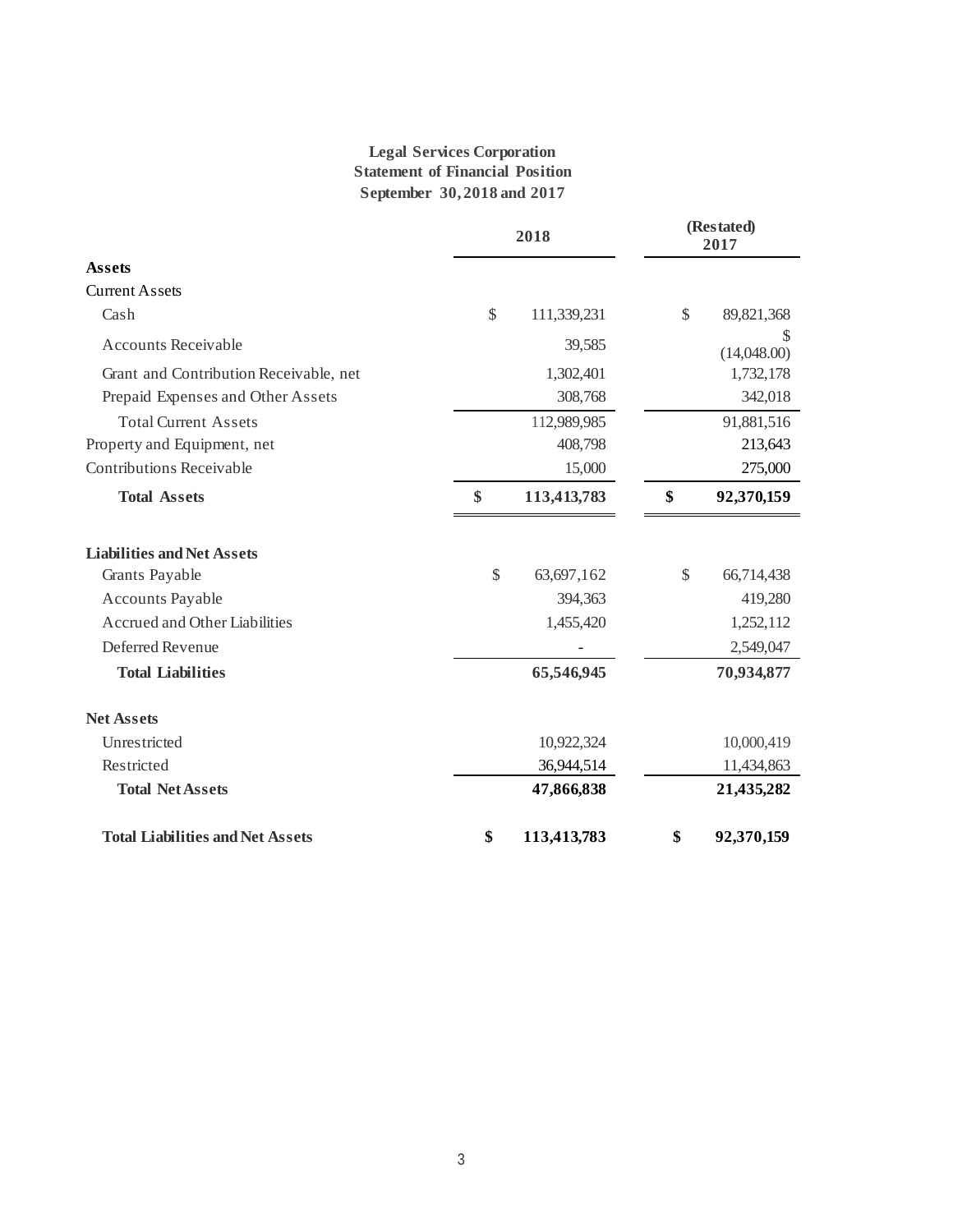**Legal Services Corporation**
**Statement of Financial Position**
**September 30, 2018 and 2017**

| | 2018 | (Restated) 2017 |
|---|---|---|
| **Assets** | | |
| Current Assets | | |
| Cash | $ 111,339,231 | $ 89,821,368 |
| Accounts Receivable | 39,585 | $ (14,048.00) |
| Grant and Contribution Receivable, net | 1,302,401 | 1,732,178 |
| Prepaid Expenses and Other Assets | 308,768 | 342,018 |
| Total Current Assets | 112,989,985 | 91,881,516 |
| Property and Equipment, net | 408,798 | 213,643 |
| Contributions Receivable | 15,000 | 275,000 |
| **Total Assets** | **$ 113,413,783** | **$ 92,370,159** |
| | | |
| **Liabilities and Net Assets** | | |
| Grants Payable | $ 63,697,162 | $ 66,714,438 |
| Accounts Payable | 394,363 | 419,280 |
| Accrued and Other Liabilities | 1,455,420 | 1,252,112 |
| Deferred Revenue | - | 2,549,047 |
| **Total Liabilities** | **65,546,945** | **70,934,877** |
| | | |
| **Net Assets** | | |
| Unrestricted | 10,922,324 | 10,000,419 |
| Restricted | 36,944,514 | 11,434,863 |
| **Total Net Assets** | **47,866,838** | **21,435,282** |
| | | |
| **Total Liabilities and Net Assets** | **$ 113,413,783** | **$ 92,370,159** |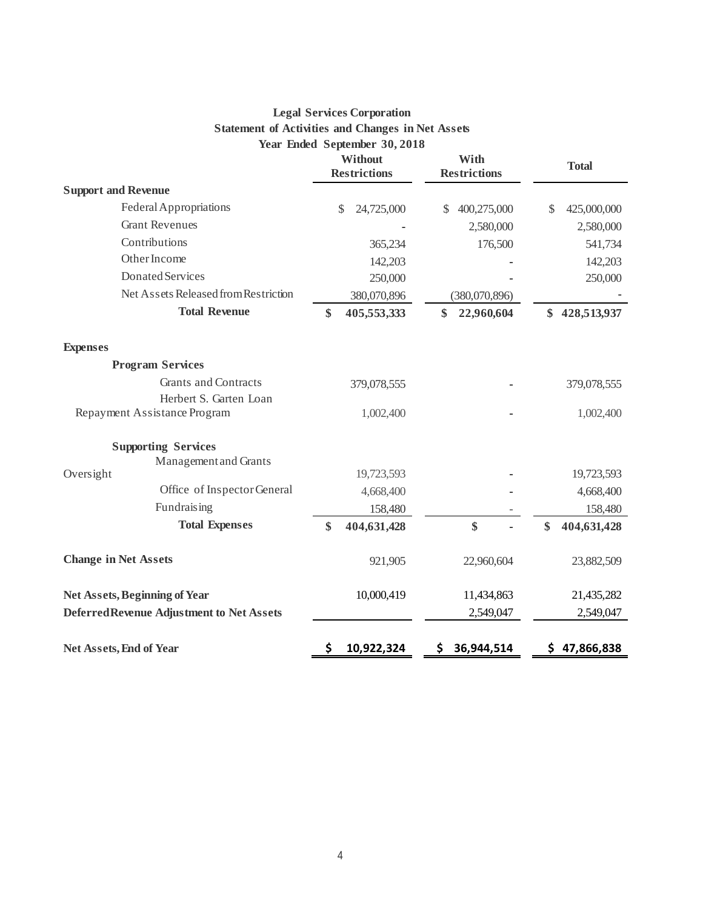**Legal Services Corporation**
**Statement of Activities and Changes in Net Assets**
**Year Ended September 30, 2018**

| | Without Restrictions | With Restrictions | Total |
|---|---|---|---|
| **Support and Revenue** | | | |
| Federal Appropriations | $ 24,725,000 | $ 400,275,000 | $ 425,000,000 |
| Grant Revenues | - | 2,580,000 | 2,580,000 |
| Contributions | 365,234 | 176,500 | 541,734 |
| Other Income | 142,203 | - | 142,203 |
| Donated Services | 250,000 | - | 250,000 |
| Net Assets Released from Restriction | 380,070,896 | (380,070,896) | - |
| **Total Revenue** | **$ 405,553,333** | **$ 22,960,604** | **$ 428,513,937** |
| **Expenses** | | | |
| **Program Services** | | | |
| Grants and Contracts | 379,078,555 | - | 379,078,555 |
| Herbert S. Garten Loan Repayment Assistance Program | 1,002,400 | - | 1,002,400 |
| **Supporting Services** | | | |
| Management and Grants Oversight | 19,723,593 | - | 19,723,593 |
| Office of Inspector General | 4,668,400 | - | 4,668,400 |
| Fundraising | 158,480 | - | 158,480 |
| **Total Expenses** | **$ 404,631,428** | **$ -** | **$ 404,631,428** |
| **Change in Net Assets** | 921,905 | 22,960,604 | 23,882,509 |
| **Net Assets, Beginning of Year** | 10,000,419 | 11,434,863 | 21,435,282 |
| **Deferred Revenue Adjustment to Net Assets** | | 2,549,047 | 2,549,047 |
| **Net Assets, End of Year** | **$ 10,922,324** | **$ 36,944,514** | **$ 47,866,838** |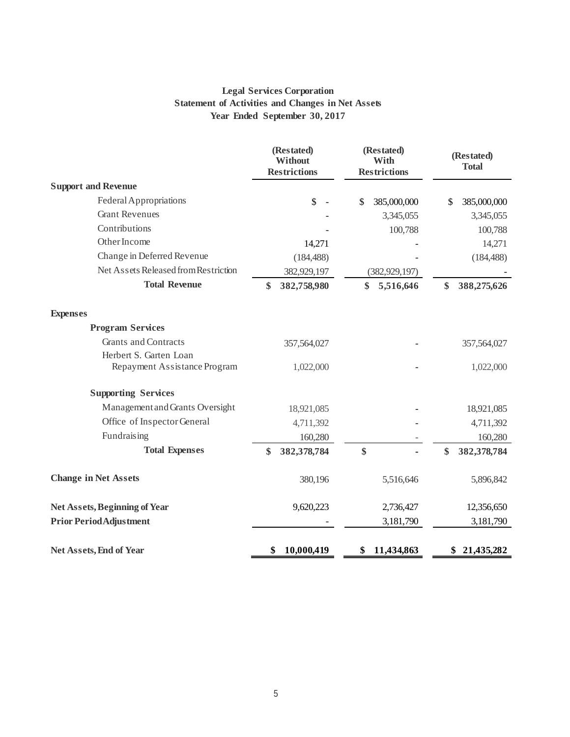**Legal Services Corporation**
**Statement of Activities and Changes in Net Assets**
**Year Ended September 30, 2017**

| | (Restated) Without Restrictions | (Restated) With Restrictions | (Restated) Total |
|---|---|---|---|
| **Support and Revenue** | | | |
| Federal Appropriations | $ - | $ 385,000,000 | $ 385,000,000 |
| Grant Revenues | - | 3,345,055 | 3,345,055 |
| Contributions | - | 100,788 | 100,788 |
| Other Income | 14,271 | - | 14,271 |
| Change in Deferred Revenue | (184,488) | - | (184,488) |
| Net Assets Released from Restriction | 382,929,197 | (382,929,197) | - |
| **Total Revenue** | **$ 382,758,980** | **$ 5,516,646** | **$ 388,275,626** |
| **Expenses** | | | |
| **Program Services** | | | |
| Grants and Contracts | 357,564,027 | - | 357,564,027 |
| Herbert S. Garten Loan Repayment Assistance Program | 1,022,000 | - | 1,022,000 |
| **Supporting Services** | | | |
| Management and Grants Oversight | 18,921,085 | - | 18,921,085 |
| Office of Inspector General | 4,711,392 | - | 4,711,392 |
| Fundraising | 160,280 | - | 160,280 |
| **Total Expenses** | **$ 382,378,784** | **$ -** | **$ 382,378,784** |
| **Change in Net Assets** | 380,196 | 5,516,646 | 5,896,842 |
| **Net Assets, Beginning of Year** | 9,620,223 | 2,736,427 | 12,356,650 |
| **Prior Period Adjustment** | - | 3,181,790 | 3,181,790 |
| **Net Assets, End of Year** | **$ 10,000,419** | **$ 11,434,863** | **$ 21,435,282** |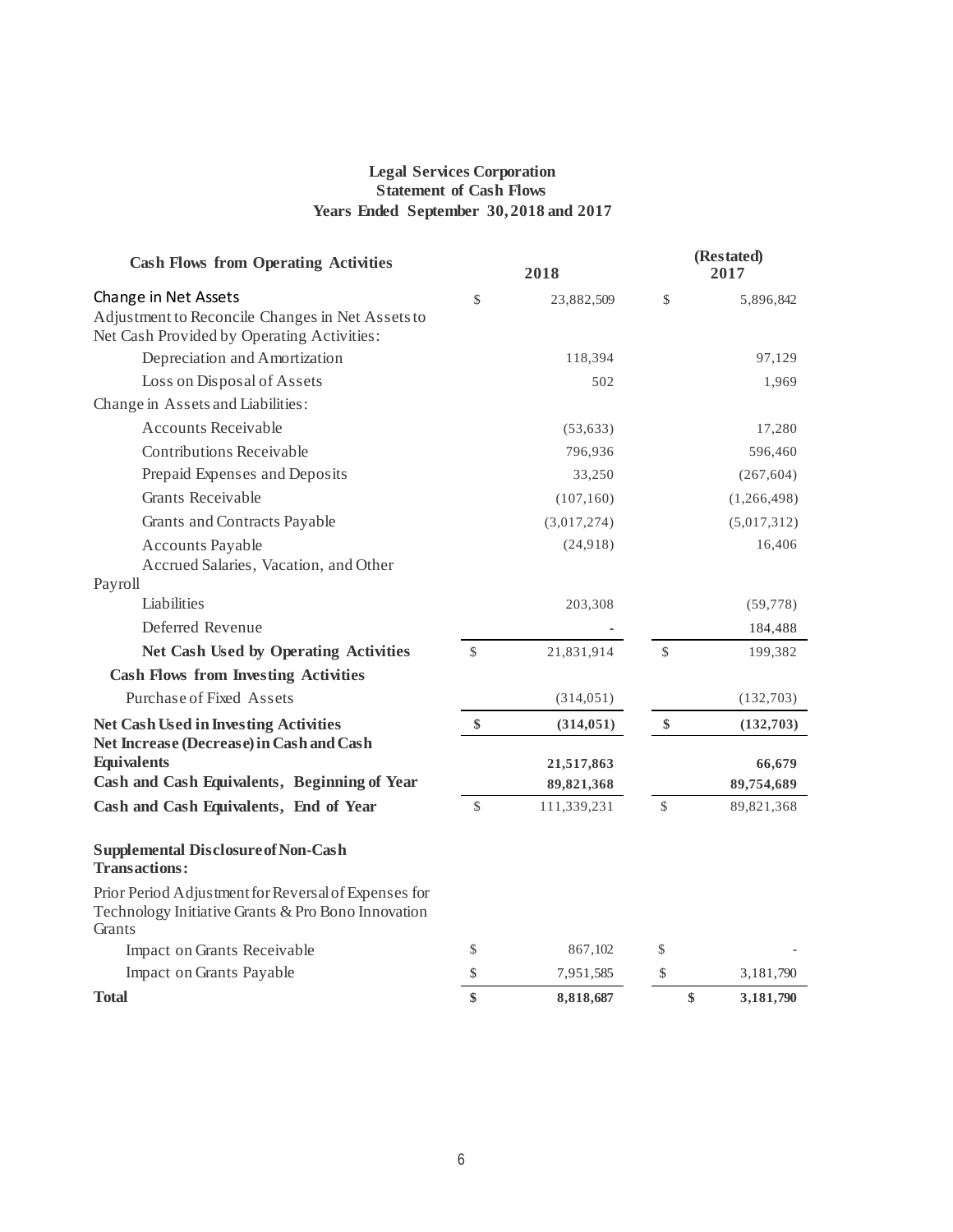**Legal Services Corporation**
**Statement of Cash Flows**
**Years Ended September 30, 2018 and 2017**

| **Cash Flows from Operating Activities** | **2018** | **(Restated) 2017** |
|---|---|---|
| Change in Net Assets | $ 23,882,509 | $ 5,896,842 |
| Adjustment to Reconcile Changes in Net Assets to Net Cash Provided by Operating Activities: | | |
| Depreciation and Amortization | 118,394 | 97,129 |
| Loss on Disposal of Assets | 502 | 1,969 |
| Change in Assets and Liabilities: | | |
| Accounts Receivable | (53,633) | 17,280 |
| Contributions Receivable | 796,936 | 596,460 |
| Prepaid Expenses and Deposits | 33,250 | (267,604) |
| Grants Receivable | (107,160) | (1,266,498) |
| Grants and Contracts Payable | (3,017,274) | (5,017,312) |
| Accounts Payable | (24,918) | 16,406 |
| Accrued Salaries, Vacation, and Other Payroll Liabilities | 203,308 | (59,778) |
| Deferred Revenue | - | 184,488 |
| **Net Cash Used by Operating Activities** | $ 21,831,914 | $ 199,382 |
| **Cash Flows from Investing Activities** | | |
| Purchase of Fixed Assets | (314,051) | (132,703) |
| **Net Cash Used in Investing Activities** | **$ (314,051)** | **$ (132,703)** |
| **Net Increase (Decrease) in Cash and Cash Equivalents** | **21,517,863** | **66,679** |
| **Cash and Cash Equivalents, Beginning of Year** | **89,821,368** | **89,754,689** |
| **Cash and Cash Equivalents, End of Year** | $ 111,339,231 | $ 89,821,368 |
| **Supplemental Disclosure of Non-Cash Transactions:** | | |
| Prior Period Adjustment for Reversal of Expenses for Technology Initiative Grants & Pro Bono Innovation Grants | | |
| Impact on Grants Receivable | $ 867,102 | $ - |
| Impact on Grants Payable | $ 7,951,585 | $ 3,181,790 |
| **Total** | **$ 8,818,687** | **$ 3,181,790** |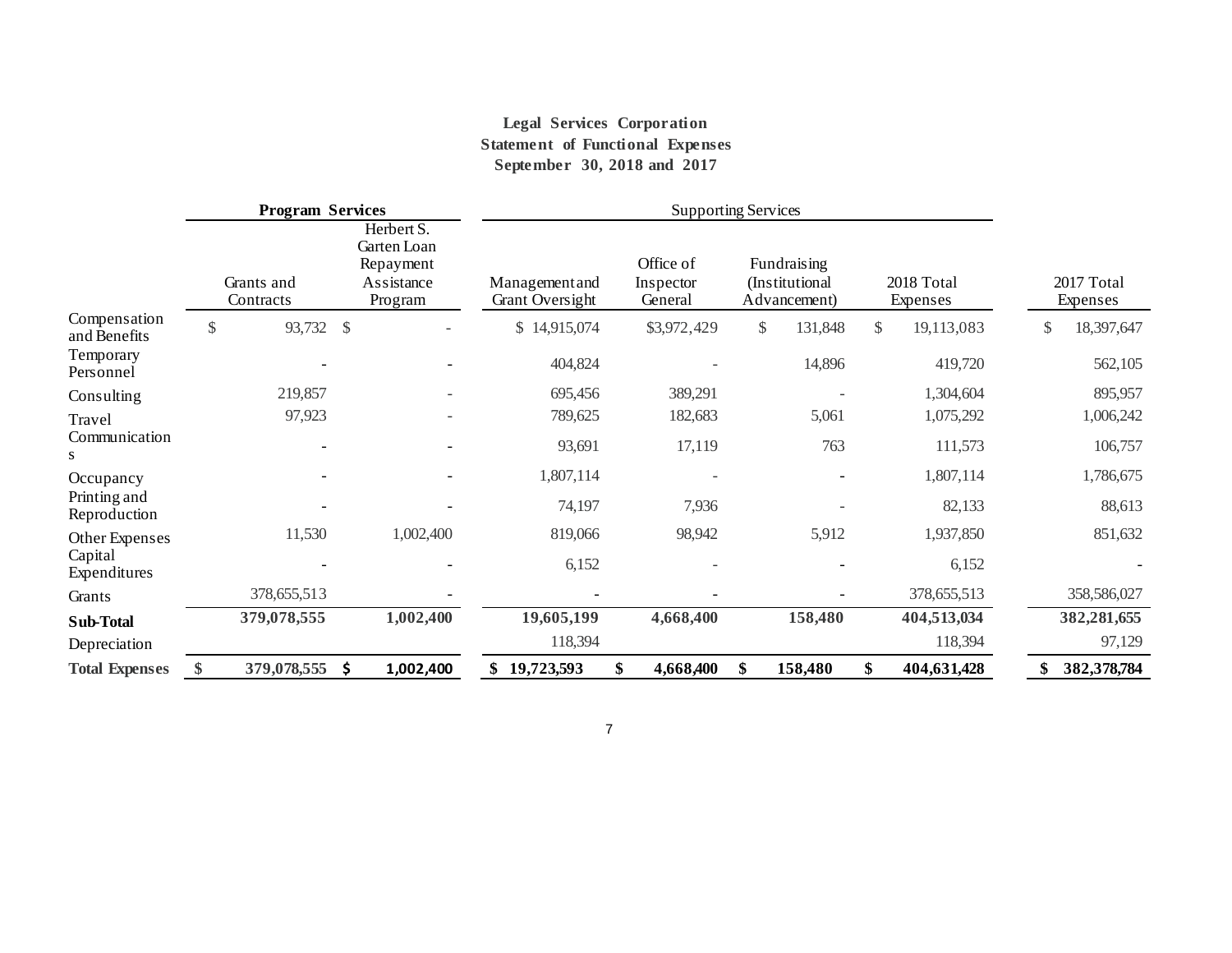**Legal Services Corporation**
**Statement of Functional Expenses**
**September 30, 2018 and 2017**

| | **Program Services** | | Supporting Services | | | | |
|---|---|---|---|---|---|---|---|
| | Grants and Contracts | Herbert S. Garten Loan Repayment Assistance Program | Management and Grant Oversight | Office of Inspector General | Fundraising (Institutional Advancement) | 2018 Total Expenses | 2017 Total Expenses |
| Compensation and Benefits | $ 93,732 | $ - | $ 14,915,074 | $3,972,429 | $ 131,848 | $ 19,113,083 | $ 18,397,647 |
| Temporary Personnel | - | - | 404,824 | - | 14,896 | 419,720 | 562,105 |
| Consulting | 219,857 | - | 695,456 | 389,291 | - | 1,304,604 | 895,957 |
| Travel | 97,923 | - | 789,625 | 182,683 | 5,061 | 1,075,292 | 1,006,242 |
| Communications | - | - | 93,691 | 17,119 | 763 | 111,573 | 106,757 |
| Occupancy | - | - | 1,807,114 | - | - | 1,807,114 | 1,786,675 |
| Printing and Reproduction | - | - | 74,197 | 7,936 | - | 82,133 | 88,613 |
| Other Expenses | 11,530 | 1,002,400 | 819,066 | 98,942 | 5,912 | 1,937,850 | 851,632 |
| Capital Expenditures | - | - | 6,152 | - | - | 6,152 | - |
| Grants | 378,655,513 | - | - | - | - | 378,655,513 | 358,586,027 |
| **Sub-Total** | **379,078,555** | **1,002,400** | **19,605,199** | **4,668,400** | **158,480** | **404,513,034** | **382,281,655** |
| Depreciation | | | 118,394 | | | 118,394 | 97,129 |
| **Total Expenses** | **$ 379,078,555** | **$ 1,002,400** | **$ 19,723,593** | **$ 4,668,400** | **$ 158,480** | **$ 404,631,428** | **$ 382,378,784** |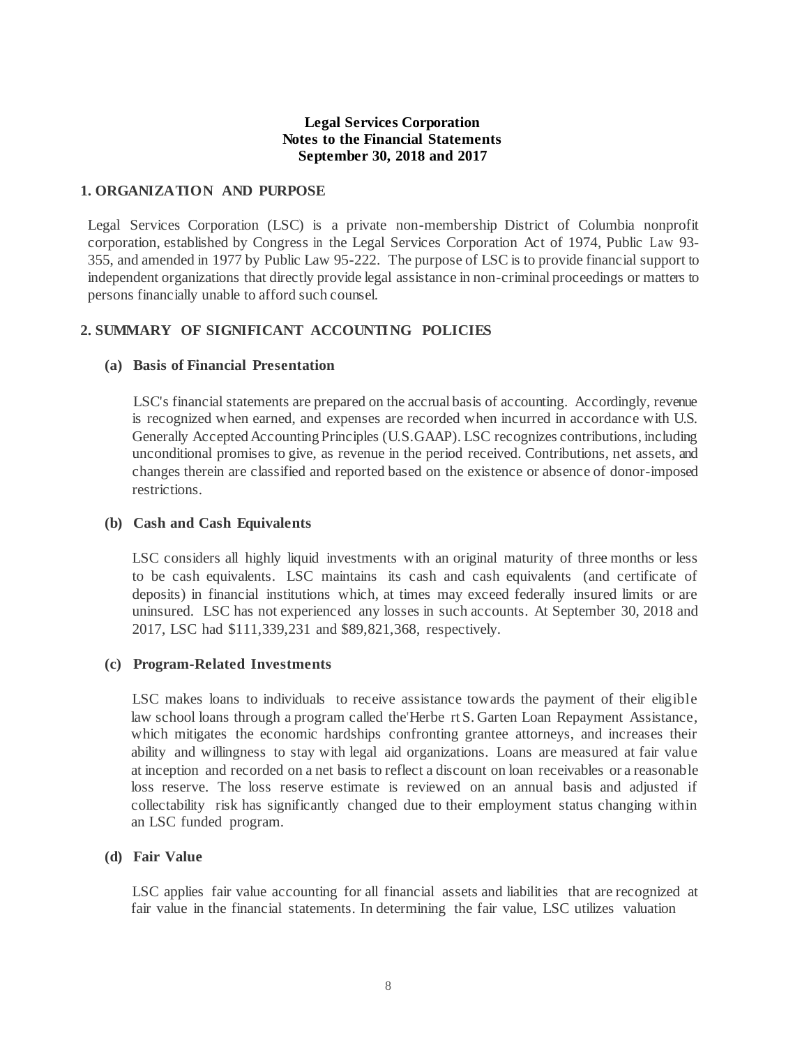**Legal Services Corporation**
**Notes to the Financial Statements**
**September 30, 2018 and 2017**

## 1. ORGANIZATION AND PURPOSE

Legal Services Corporation (LSC) is a private non-membership District of Columbia nonprofit corporation, established by Congress in the Legal Services Corporation Act of 1974, Public Law 93-355, and amended in 1977 by Public Law 95-222. The purpose of LSC is to provide financial support to independent organizations that directly provide legal assistance in non-criminal proceedings or matters to persons financially unable to afford such counsel.

## 2. SUMMARY OF SIGNIFICANT ACCOUNTING POLICIES

### (a) Basis of Financial Presentation

LSC's financial statements are prepared on the accrual basis of accounting. Accordingly, revenue is recognized when earned, and expenses are recorded when incurred in accordance with U.S. Generally Accepted Accounting Principles (U.S.GAAP). LSC recognizes contributions, including unconditional promises to give, as revenue in the period received. Contributions, net assets, and changes therein are classified and reported based on the existence or absence of donor-imposed restrictions.

### (b) Cash and Cash Equivalents

LSC considers all highly liquid investments with an original maturity of three months or less to be cash equivalents. LSC maintains its cash and cash equivalents (and certificate of deposits) in financial institutions which, at times may exceed federally insured limits or are uninsured. LSC has not experienced any losses in such accounts. At September 30, 2018 and 2017, LSC had $111,339,231 and $89,821,368, respectively.

### (c) Program-Related Investments

LSC makes loans to individuals to receive assistance towards the payment of their eligible law school loans through a program called the'Herbe rt S. Garten Loan Repayment Assistance, which mitigates the economic hardships confronting grantee attorneys, and increases their ability and willingness to stay with legal aid organizations. Loans are measured at fair value at inception and recorded on a net basis to reflect a discount on loan receivables or a reasonable loss reserve. The loss reserve estimate is reviewed on an annual basis and adjusted if collectability risk has significantly changed due to their employment status changing within an LSC funded program.

### (d) Fair Value

LSC applies fair value accounting for all financial assets and liabilities that are recognized at fair value in the financial statements. In determining the fair value, LSC utilizes valuation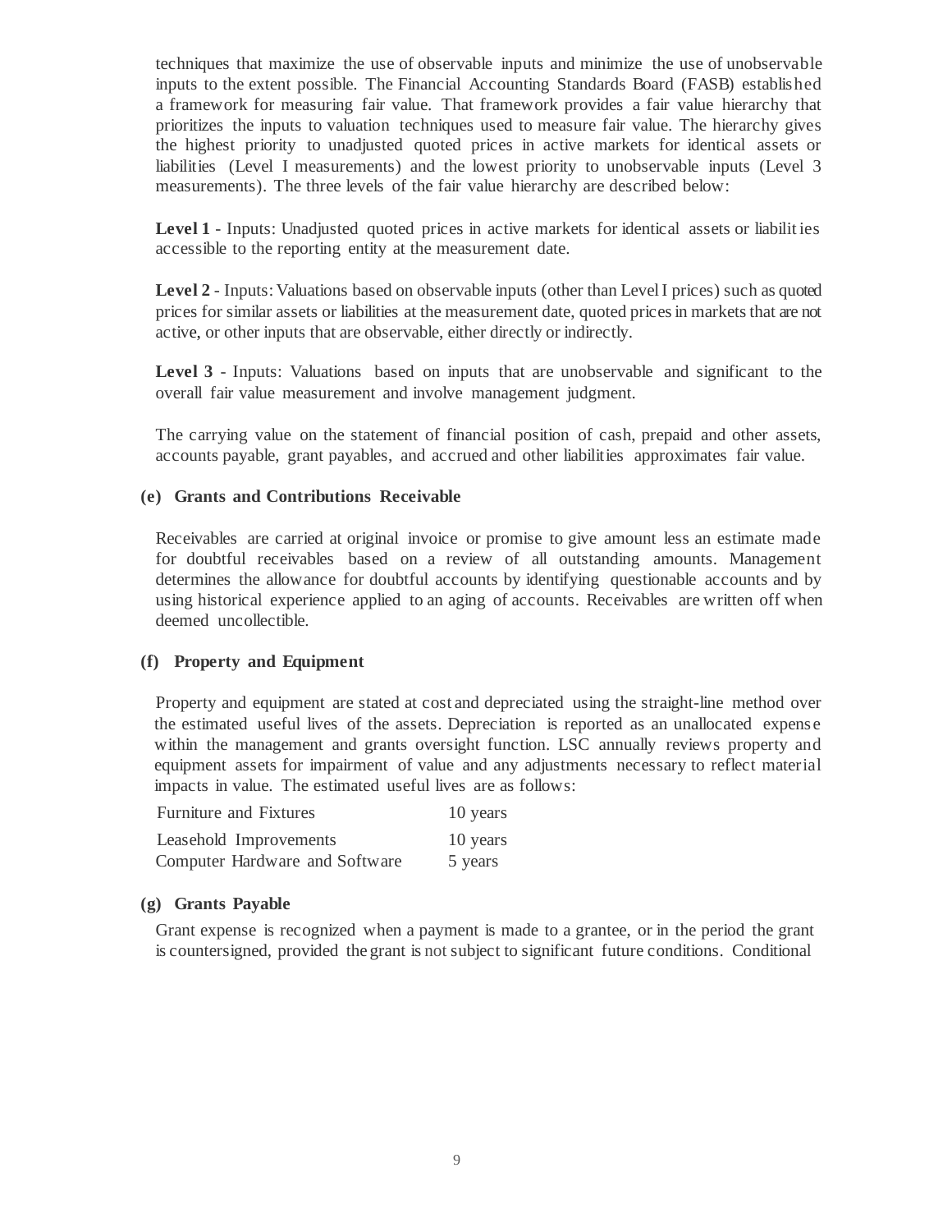techniques that maximize the use of observable inputs and minimize the use of unobservable inputs to the extent possible. The Financial Accounting Standards Board (FASB) established a framework for measuring fair value. That framework provides a fair value hierarchy that prioritizes the inputs to valuation techniques used to measure fair value. The hierarchy gives the highest priority to unadjusted quoted prices in active markets for identical assets or liabilities (Level I measurements) and the lowest priority to unobservable inputs (Level 3 measurements). The three levels of the fair value hierarchy are described below:

**Level 1** - Inputs: Unadjusted quoted prices in active markets for identical assets or liabilities accessible to the reporting entity at the measurement date.

**Level 2** - Inputs: Valuations based on observable inputs (other than Level I prices) such as quoted prices for similar assets or liabilities at the measurement date, quoted prices in markets that are not active, or other inputs that are observable, either directly or indirectly.

**Level 3** - Inputs: Valuations based on inputs that are unobservable and significant to the overall fair value measurement and involve management judgment.

The carrying value on the statement of financial position of cash, prepaid and other assets, accounts payable, grant payables, and accrued and other liabilities approximates fair value.

### (e) Grants and Contributions Receivable

Receivables are carried at original invoice or promise to give amount less an estimate made for doubtful receivables based on a review of all outstanding amounts. Management determines the allowance for doubtful accounts by identifying questionable accounts and by using historical experience applied to an aging of accounts. Receivables are written off when deemed uncollectible.

### (f) Property and Equipment

Property and equipment are stated at cost and depreciated using the straight-line method over the estimated useful lives of the assets. Depreciation is reported as an unallocated expense within the management and grants oversight function. LSC annually reviews property and equipment assets for impairment of value and any adjustments necessary to reflect material impacts in value. The estimated useful lives are as follows:

| | |
|---|---|
| Furniture and Fixtures | 10 years |
| Leasehold Improvements | 10 years |
| Computer Hardware and Software | 5 years |

### (g) Grants Payable

Grant expense is recognized when a payment is made to a grantee, or in the period the grant is countersigned, provided the grant is not subject to significant future conditions. Conditional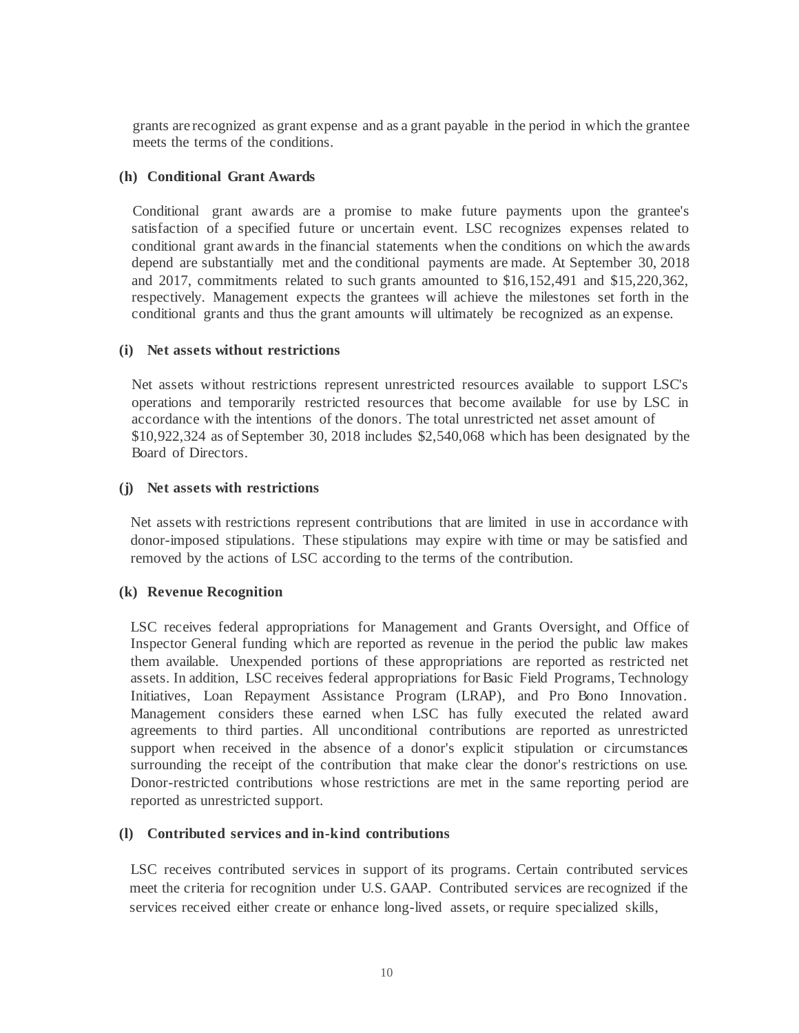grants are recognized as grant expense and as a grant payable in the period in which the grantee meets the terms of the conditions.

**(h) Conditional Grant Awards**

Conditional grant awards are a promise to make future payments upon the grantee's satisfaction of a specified future or uncertain event. LSC recognizes expenses related to conditional grant awards in the financial statements when the conditions on which the awards depend are substantially met and the conditional payments are made. At September 30, 2018 and 2017, commitments related to such grants amounted to $16,152,491 and $15,220,362, respectively. Management expects the grantees will achieve the milestones set forth in the conditional grants and thus the grant amounts will ultimately be recognized as an expense.

**(i) Net assets without restrictions**

Net assets without restrictions represent unrestricted resources available to support LSC's operations and temporarily restricted resources that become available for use by LSC in accordance with the intentions of the donors. The total unrestricted net asset amount of $10,922,324 as of September 30, 2018 includes $2,540,068 which has been designated by the Board of Directors.

**(j) Net assets with restrictions**

Net assets with restrictions represent contributions that are limited in use in accordance with donor-imposed stipulations. These stipulations may expire with time or may be satisfied and removed by the actions of LSC according to the terms of the contribution.

**(k) Revenue Recognition**

LSC receives federal appropriations for Management and Grants Oversight, and Office of Inspector General funding which are reported as revenue in the period the public law makes them available. Unexpended portions of these appropriations are reported as restricted net assets. In addition, LSC receives federal appropriations for Basic Field Programs, Technology Initiatives, Loan Repayment Assistance Program (LRAP), and Pro Bono Innovation. Management considers these earned when LSC has fully executed the related award agreements to third parties. All unconditional contributions are reported as unrestricted support when received in the absence of a donor's explicit stipulation or circumstances surrounding the receipt of the contribution that make clear the donor's restrictions on use. Donor-restricted contributions whose restrictions are met in the same reporting period are reported as unrestricted support.

**(l) Contributed services and in-kind contributions**

LSC receives contributed services in support of its programs. Certain contributed services meet the criteria for recognition under U.S. GAAP. Contributed services are recognized if the services received either create or enhance long-lived assets, or require specialized skills,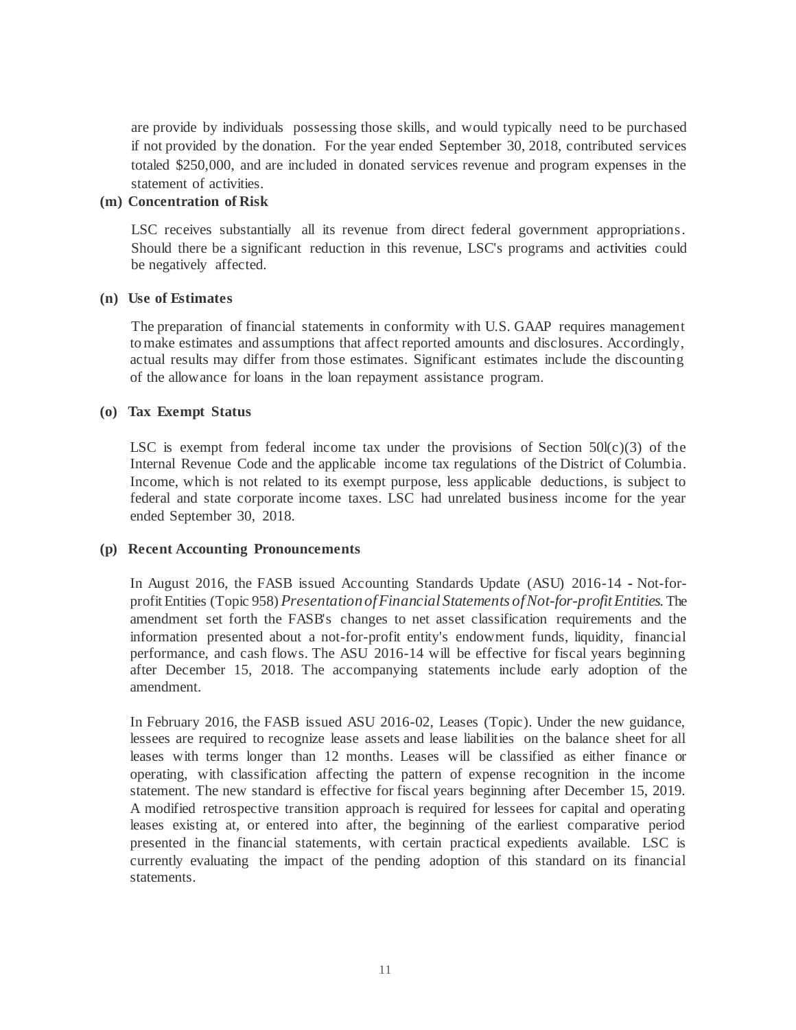are provide by individuals possessing those skills, and would typically need to be purchased if not provided by the donation. For the year ended September 30, 2018, contributed services totaled $250,000, and are included in donated services revenue and program expenses in the statement of activities.

**(m) Concentration of Risk**

LSC receives substantially all its revenue from direct federal government appropriations. Should there be a significant reduction in this revenue, LSC's programs and activities could be negatively affected.

**(n) Use of Estimates**

The preparation of financial statements in conformity with U.S. GAAP requires management to make estimates and assumptions that affect reported amounts and disclosures. Accordingly, actual results may differ from those estimates. Significant estimates include the discounting of the allowance for loans in the loan repayment assistance program.

**(o) Tax Exempt Status**

LSC is exempt from federal income tax under the provisions of Section 50l(c)(3) of the Internal Revenue Code and the applicable income tax regulations of the District of Columbia. Income, which is not related to its exempt purpose, less applicable deductions, is subject to federal and state corporate income taxes. LSC had unrelated business income for the year ended September 30, 2018.

**(p) Recent Accounting Pronouncements**

In August 2016, the FASB issued Accounting Standards Update (ASU) 2016-14 - Not-for-profit Entities (Topic 958) *Presentation of Financial Statements of Not-for-profit Entities*. The amendment set forth the FASB's changes to net asset classification requirements and the information presented about a not-for-profit entity's endowment funds, liquidity, financial performance, and cash flows. The ASU 2016-14 will be effective for fiscal years beginning after December 15, 2018. The accompanying statements include early adoption of the amendment.

In February 2016, the FASB issued ASU 2016-02, Leases (Topic). Under the new guidance, lessees are required to recognize lease assets and lease liabilities on the balance sheet for all leases with terms longer than 12 months. Leases will be classified as either finance or operating, with classification affecting the pattern of expense recognition in the income statement. The new standard is effective for fiscal years beginning after December 15, 2019. A modified retrospective transition approach is required for lessees for capital and operating leases existing at, or entered into after, the beginning of the earliest comparative period presented in the financial statements, with certain practical expedients available. LSC is currently evaluating the impact of the pending adoption of this standard on its financial statements.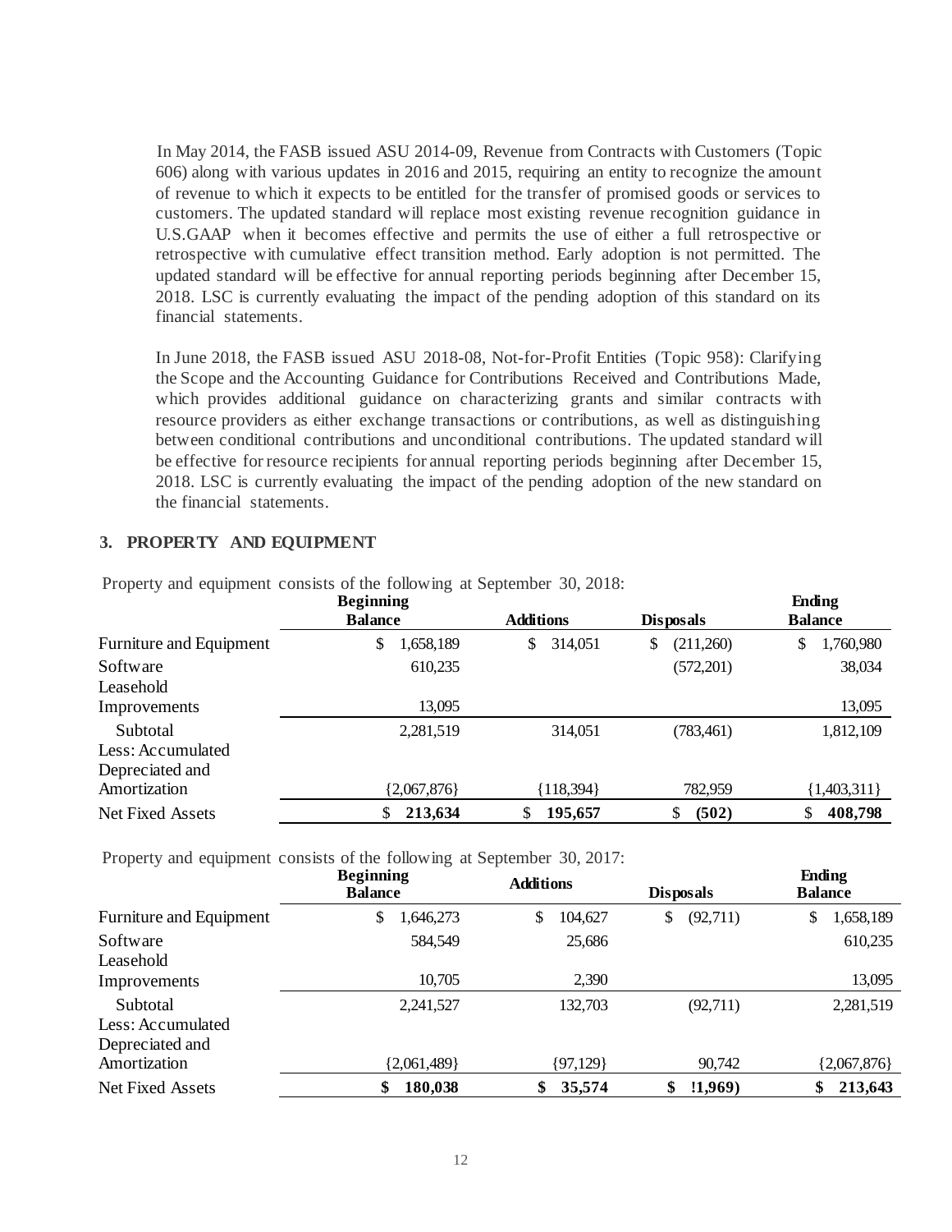In May 2014, the FASB issued ASU 2014-09, Revenue from Contracts with Customers (Topic 606) along with various updates in 2016 and 2015, requiring an entity to recognize the amount of revenue to which it expects to be entitled for the transfer of promised goods or services to customers. The updated standard will replace most existing revenue recognition guidance in U.S.GAAP when it becomes effective and permits the use of either a full retrospective or retrospective with cumulative effect transition method. Early adoption is not permitted. The updated standard will be effective for annual reporting periods beginning after December 15, 2018. LSC is currently evaluating the impact of the pending adoption of this standard on its financial statements.

In June 2018, the FASB issued ASU 2018-08, Not-for-Profit Entities (Topic 958): Clarifying the Scope and the Accounting Guidance for Contributions Received and Contributions Made, which provides additional guidance on characterizing grants and similar contracts with resource providers as either exchange transactions or contributions, as well as distinguishing between conditional contributions and unconditional contributions. The updated standard will be effective for resource recipients for annual reporting periods beginning after December 15, 2018. LSC is currently evaluating the impact of the pending adoption of the new standard on the financial statements.

## 3. PROPERTY AND EQUIPMENT

Property and equipment consists of the following at September 30, 2018:

| | Beginning Balance | Additions | Disposals | Ending Balance |
|---|---|---|---|---|
| Furniture and Equipment | $ 1,658,189 | $ 314,051 | $ (211,260) | $ 1,760,980 |
| Software | 610,235 | | (572,201) | 38,034 |
| Leasehold Improvements | 13,095 | | | 13,095 |
| Subtotal | 2,281,519 | 314,051 | (783,461) | 1,812,109 |
| Less: Accumulated Depreciated and Amortization | {2,067,876} | {118,394} | 782,959 | {1,403,311} |
| Net Fixed Assets | **$ 213,634** | **$ 195,657** | **$ (502)** | **$ 408,798** |

Property and equipment consists of the following at September 30, 2017:

| | Beginning Balance | Additions | Disposals | Ending Balance |
|---|---|---|---|---|
| Furniture and Equipment | $ 1,646,273 | $ 104,627 | $ (92,711) | $ 1,658,189 |
| Software | 584,549 | 25,686 | | 610,235 |
| Leasehold Improvements | 10,705 | 2,390 | | 13,095 |
| Subtotal | 2,241,527 | 132,703 | (92,711) | 2,281,519 |
| Less: Accumulated Depreciated and Amortization | {2,061,489} | {97,129} | 90,742 | {2,067,876} |
| Net Fixed Assets | **$ 180,038** | **$ 35,574** | **$ !1,969)** | **$ 213,643** |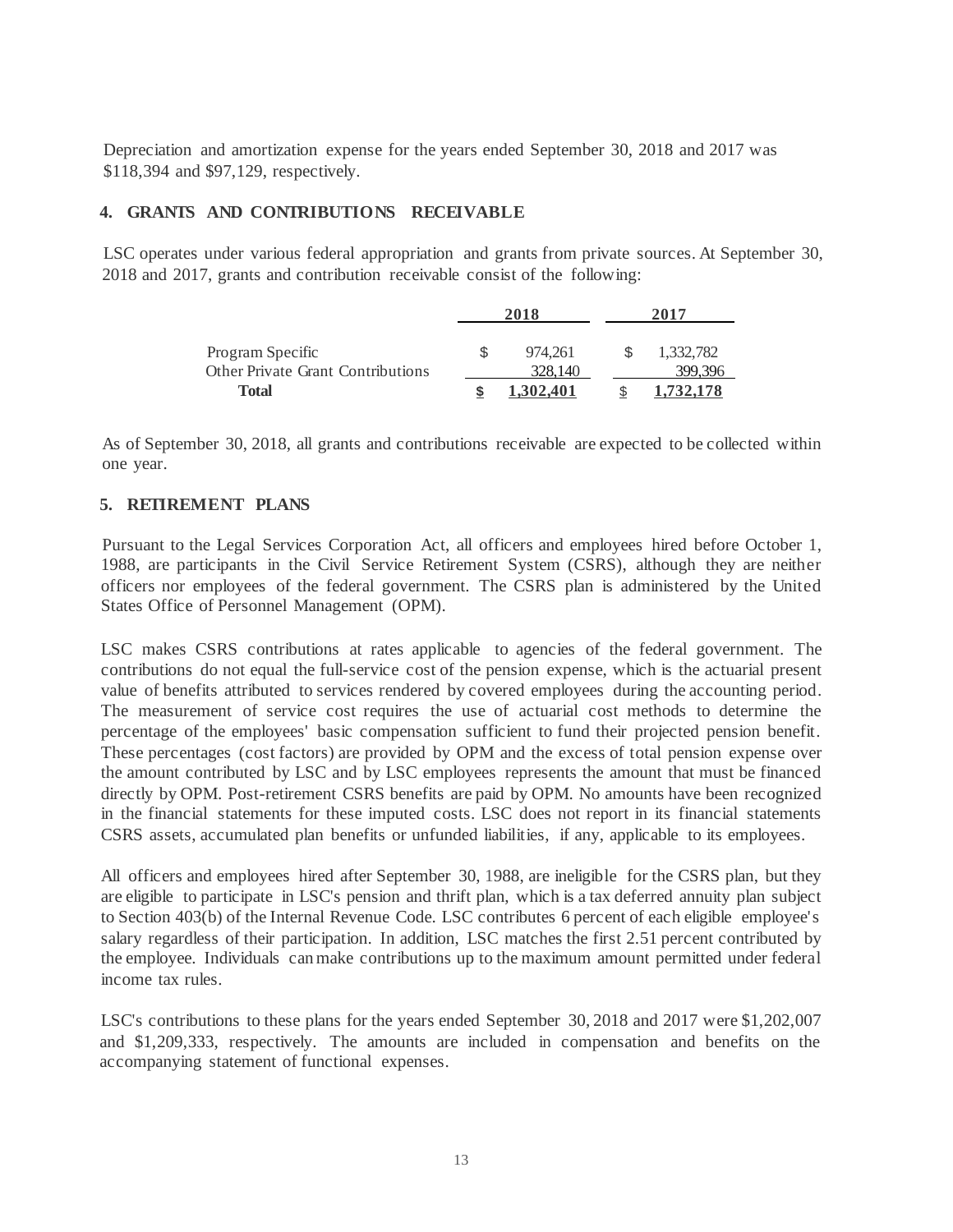Depreciation and amortization expense for the years ended September 30, 2018 and 2017 was $118,394 and $97,129, respectively.

## 4. GRANTS AND CONTRIBUTIONS RECEIVABLE

LSC operates under various federal appropriation and grants from private sources. At September 30, 2018 and 2017, grants and contribution receivable consist of the following:

| | 2018 | 2017 |
|---|---|---|
| Program Specific | $ 974,261 | $ 1,332,782 |
| Other Private Grant Contributions | 328,140 | 399,396 |
| **Total** | **$ 1,302,401** | **$ 1,732,178** |

As of September 30, 2018, all grants and contributions receivable are expected to be collected within one year.

## 5. RETIREMENT PLANS

Pursuant to the Legal Services Corporation Act, all officers and employees hired before October 1, 1988, are participants in the Civil Service Retirement System (CSRS), although they are neither officers nor employees of the federal government. The CSRS plan is administered by the United States Office of Personnel Management (OPM).

LSC makes CSRS contributions at rates applicable to agencies of the federal government. The contributions do not equal the full-service cost of the pension expense, which is the actuarial present value of benefits attributed to services rendered by covered employees during the accounting period. The measurement of service cost requires the use of actuarial cost methods to determine the percentage of the employees' basic compensation sufficient to fund their projected pension benefit. These percentages (cost factors) are provided by OPM and the excess of total pension expense over the amount contributed by LSC and by LSC employees represents the amount that must be financed directly by OPM. Post-retirement CSRS benefits are paid by OPM. No amounts have been recognized in the financial statements for these imputed costs. LSC does not report in its financial statements CSRS assets, accumulated plan benefits or unfunded liabilities, if any, applicable to its employees.

All officers and employees hired after September 30, 1988, are ineligible for the CSRS plan, but they are eligible to participate in LSC's pension and thrift plan, which is a tax deferred annuity plan subject to Section 403(b) of the Internal Revenue Code. LSC contributes 6 percent of each eligible employee's salary regardless of their participation. In addition, LSC matches the first 2.51 percent contributed by the employee. Individuals can make contributions up to the maximum amount permitted under federal income tax rules.

LSC's contributions to these plans for the years ended September 30, 2018 and 2017 were $1,202,007 and $1,209,333, respectively. The amounts are included in compensation and benefits on the accompanying statement of functional expenses.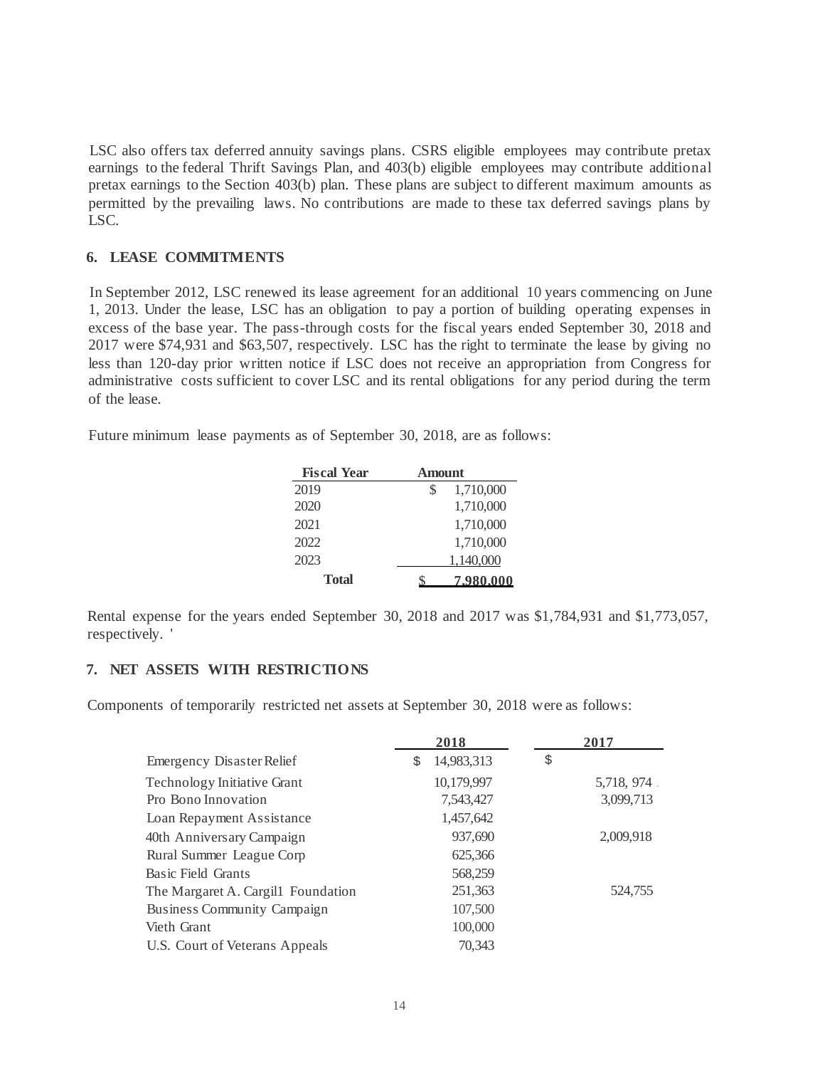LSC also offers tax deferred annuity savings plans. CSRS eligible employees may contribute pretax earnings to the federal Thrift Savings Plan, and 403(b) eligible employees may contribute additional pretax earnings to the Section 403(b) plan. These plans are subject to different maximum amounts as permitted by the prevailing laws. No contributions are made to these tax deferred savings plans by LSC.

### 6. LEASE COMMITMENTS

In September 2012, LSC renewed its lease agreement for an additional 10 years commencing on June 1, 2013. Under the lease, LSC has an obligation to pay a portion of building operating expenses in excess of the base year. The pass-through costs for the fiscal years ended September 30, 2018 and 2017 were $74,931 and $63,507, respectively. LSC has the right to terminate the lease by giving no less than 120-day prior written notice if LSC does not receive an appropriation from Congress for administrative costs sufficient to cover LSC and its rental obligations for any period during the term of the lease.

Future minimum lease payments as of September 30, 2018, are as follows:

| Fiscal Year | Amount |
|---|---|
| 2019 | $ 1,710,000 |
| 2020 | 1,710,000 |
| 2021 | 1,710,000 |
| 2022 | 1,710,000 |
| 2023 | 1,140,000 |
| **Total** | **$ 7,980,000** |

Rental expense for the years ended September 30, 2018 and 2017 was $1,784,931 and $1,773,057, respectively. '

### 7. NET ASSETS WITH RESTRICTIONS

Components of temporarily restricted net assets at September 30, 2018 were as follows:

| | 2018 | 2017 |
|---|---|---|
| Emergency Disaster Relief | $ 14,983,313 | $ |
| Technology Initiative Grant | 10,179,997 | 5,718, 974 |
| Pro Bono Innovation | 7,543,427 | 3,099,713 |
| Loan Repayment Assistance | 1,457,642 | |
| 40th Anniversary Campaign | 937,690 | 2,009,918 |
| Rural Summer League Corp | 625,366 | |
| Basic Field Grants | 568,259 | |
| The Margaret A. Cargil1 Foundation | 251,363 | 524,755 |
| Business Community Campaign | 107,500 | |
| Vieth Grant | 100,000 | |
| U.S. Court of Veterans Appeals | 70,343 | |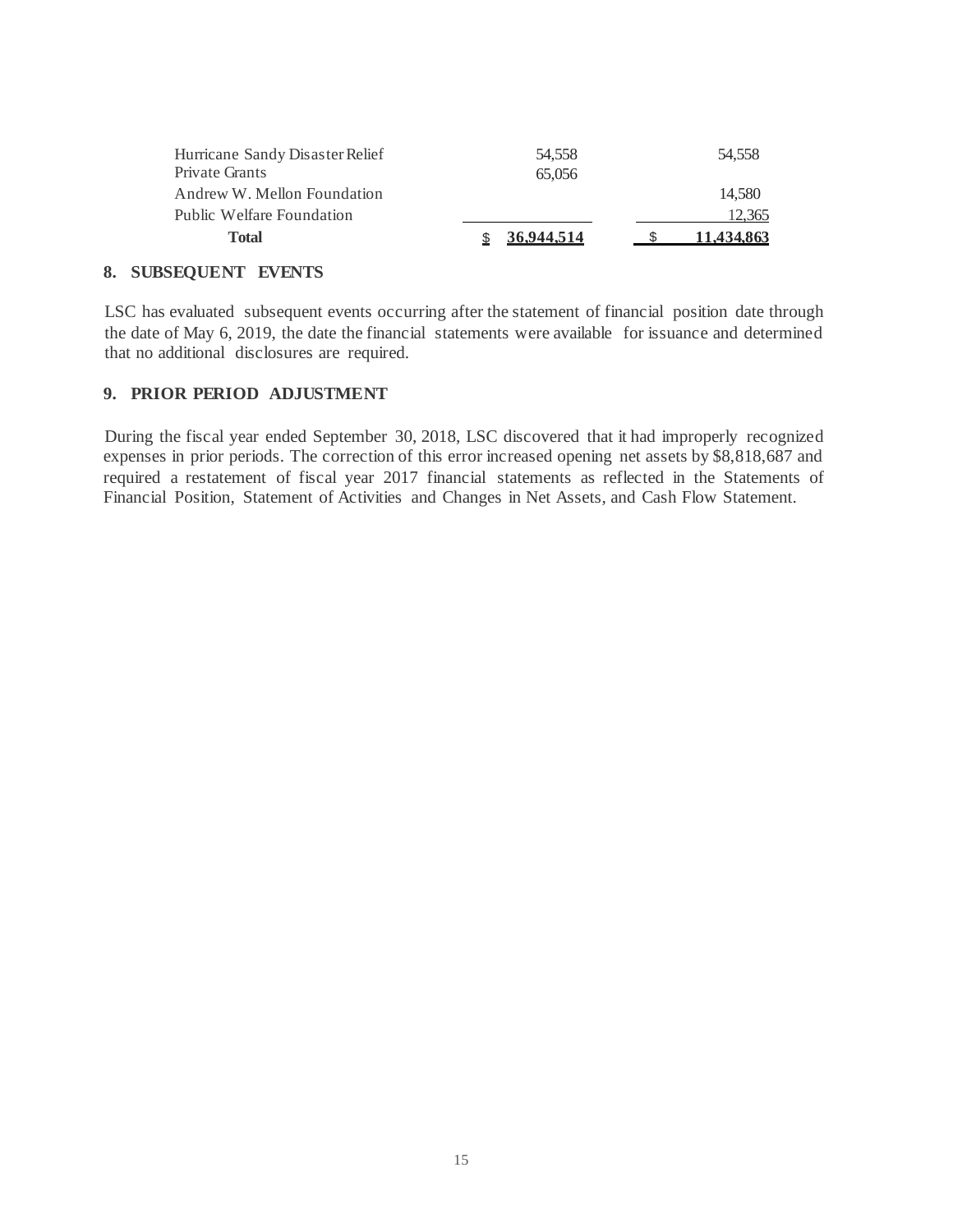| | | |
|---|---|---|
| Hurricane Sandy Disaster Relief | 54,558 | 54,558 |
| Private Grants | 65,056 | |
| Andrew W. Mellon Foundation | | 14,580 |
| Public Welfare Foundation | | 12,365 |
| **Total** | $ **36,944,514** | $ **11,434,863** |

## 8. SUBSEQUENT EVENTS

LSC has evaluated subsequent events occurring after the statement of financial position date through the date of May 6, 2019, the date the financial statements were available for issuance and determined that no additional disclosures are required.

## 9. PRIOR PERIOD ADJUSTMENT

During the fiscal year ended September 30, 2018, LSC discovered that it had improperly recognized expenses in prior periods. The correction of this error increased opening net assets by $8,818,687 and required a restatement of fiscal year 2017 financial statements as reflected in the Statements of Financial Position, Statement of Activities and Changes in Net Assets, and Cash Flow Statement.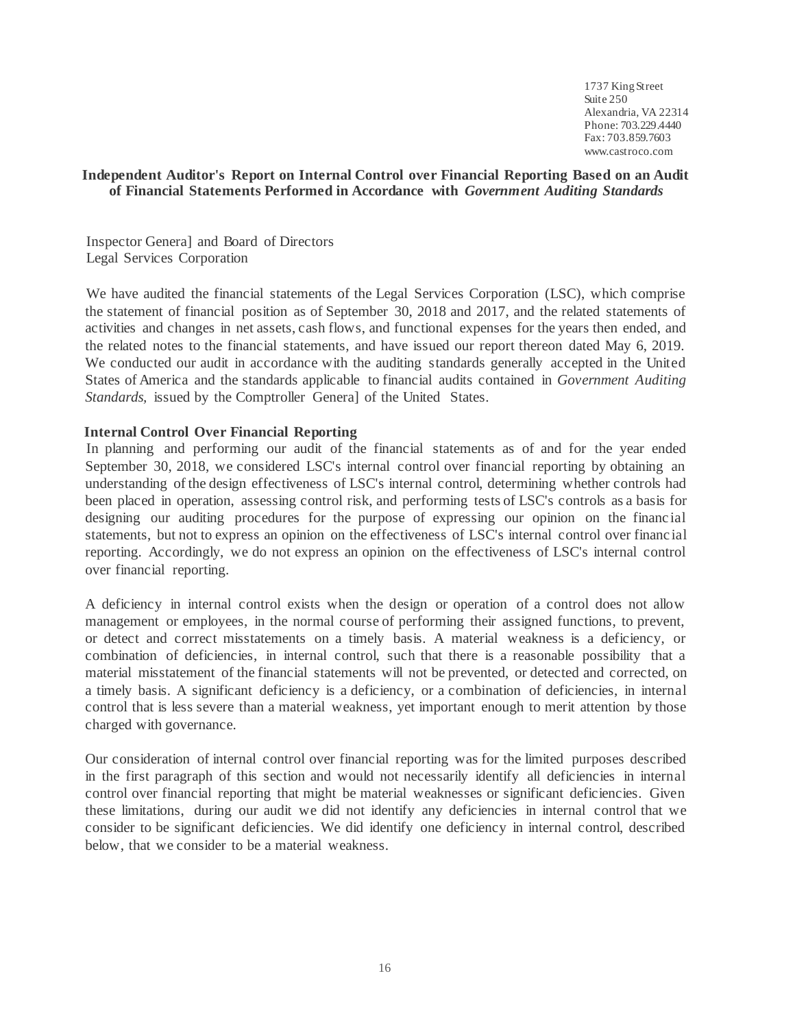1737 King Street
Suite 250
Alexandria, VA 22314
Phone: 703.229.4440
Fax: 703.859.7603
www.castroco.com

## Independent Auditor's Report on Internal Control over Financial Reporting Based on an Audit of Financial Statements Performed in Accordance with *Government Auditing Standards*

Inspector Genera] and Board of Directors
Legal Services Corporation

We have audited the financial statements of the Legal Services Corporation (LSC), which comprise the statement of financial position as of September 30, 2018 and 2017, and the related statements of activities and changes in net assets, cash flows, and functional expenses for the years then ended, and the related notes to the financial statements, and have issued our report thereon dated May 6, 2019. We conducted our audit in accordance with the auditing standards generally accepted in the United States of America and the standards applicable to financial audits contained in *Government Auditing Standards*, issued by the Comptroller Genera] of the United States.

**Internal Control Over Financial Reporting**

In planning and performing our audit of the financial statements as of and for the year ended September 30, 2018, we considered LSC's internal control over financial reporting by obtaining an understanding of the design effectiveness of LSC's internal control, determining whether controls had been placed in operation, assessing control risk, and performing tests of LSC's controls as a basis for designing our auditing procedures for the purpose of expressing our opinion on the financial statements, but not to express an opinion on the effectiveness of LSC's internal control over financial reporting. Accordingly, we do not express an opinion on the effectiveness of LSC's internal control over financial reporting.

A deficiency in internal control exists when the design or operation of a control does not allow management or employees, in the normal course of performing their assigned functions, to prevent, or detect and correct misstatements on a timely basis. A material weakness is a deficiency, or combination of deficiencies, in internal control, such that there is a reasonable possibility that a material misstatement of the financial statements will not be prevented, or detected and corrected, on a timely basis. A significant deficiency is a deficiency, or a combination of deficiencies, in internal control that is less severe than a material weakness, yet important enough to merit attention by those charged with governance.

Our consideration of internal control over financial reporting was for the limited purposes described in the first paragraph of this section and would not necessarily identify all deficiencies in internal control over financial reporting that might be material weaknesses or significant deficiencies. Given these limitations, during our audit we did not identify any deficiencies in internal control that we consider to be significant deficiencies. We did identify one deficiency in internal control, described below, that we consider to be a material weakness.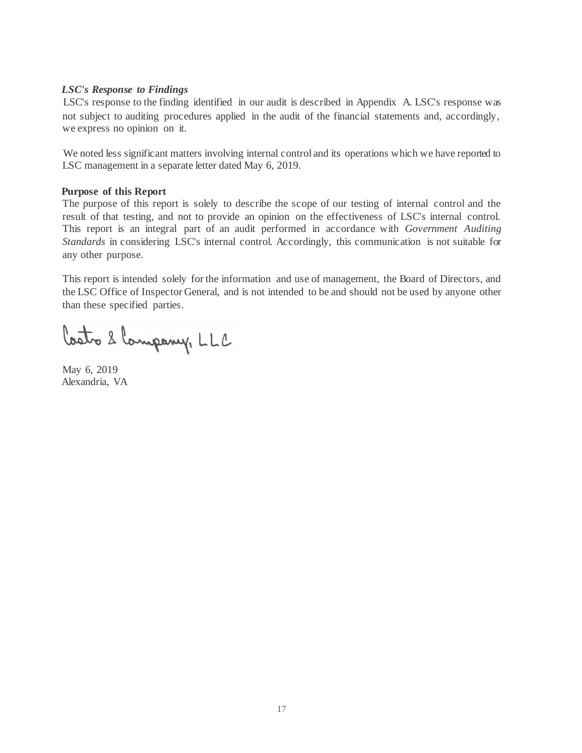***LSC's Response to Findings***

LSC's response to the finding identified in our audit is described in Appendix A. LSC's response was not subject to auditing procedures applied in the audit of the financial statements and, accordingly, we express no opinion on it.

We noted less significant matters involving internal control and its operations which we have reported to LSC management in a separate letter dated May 6, 2019.

**Purpose of this Report**

The purpose of this report is solely to describe the scope of our testing of internal control and the result of that testing, and not to provide an opinion on the effectiveness of LSC's internal control. This report is an integral part of an audit performed in accordance with *Government Auditing Standards* in considering LSC's internal control. Accordingly, this communication is not suitable for any other purpose.

This report is intended solely for the information and use of management, the Board of Directors, and the LSC Office of Inspector General, and is not intended to be and should not be used by anyone other than these specified parties.

Castro & Company, LLC

May 6, 2019
Alexandria, VA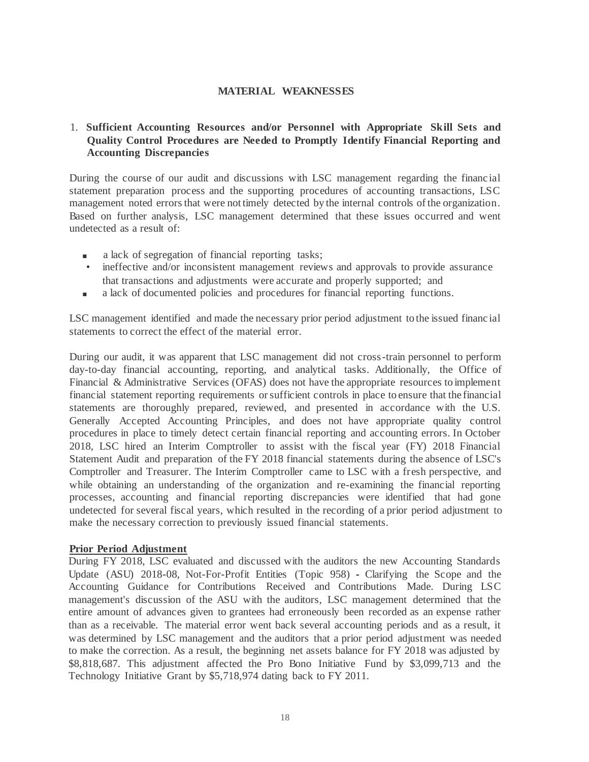## MATERIAL WEAKNESSES

### 1. Sufficient Accounting Resources and/or Personnel with Appropriate Skill Sets and Quality Control Procedures are Needed to Promptly Identify Financial Reporting and Accounting Discrepancies

During the course of our audit and discussions with LSC management regarding the financial statement preparation process and the supporting procedures of accounting transactions, LSC management noted errors that were not timely detected by the internal controls of the organization. Based on further analysis, LSC management determined that these issues occurred and went undetected as a result of:

- a lack of segregation of financial reporting tasks;
- ineffective and/or inconsistent management reviews and approvals to provide assurance that transactions and adjustments were accurate and properly supported; and
- a lack of documented policies and procedures for financial reporting functions.

LSC management identified and made the necessary prior period adjustment to the issued financial statements to correct the effect of the material error.

During our audit, it was apparent that LSC management did not cross-train personnel to perform day-to-day financial accounting, reporting, and analytical tasks. Additionally, the Office of Financial & Administrative Services (OFAS) does not have the appropriate resources to implement financial statement reporting requirements or sufficient controls in place to ensure that the financial statements are thoroughly prepared, reviewed, and presented in accordance with the U.S. Generally Accepted Accounting Principles, and does not have appropriate quality control procedures in place to timely detect certain financial reporting and accounting errors. In October 2018, LSC hired an Interim Comptroller to assist with the fiscal year (FY) 2018 Financial Statement Audit and preparation of the FY 2018 financial statements during the absence of LSC's Comptroller and Treasurer. The Interim Comptroller came to LSC with a fresh perspective, and while obtaining an understanding of the organization and re-examining the financial reporting processes, accounting and financial reporting discrepancies were identified that had gone undetected for several fiscal years, which resulted in the recording of a prior period adjustment to make the necessary correction to previously issued financial statements.

**Prior Period Adjustment**

During FY 2018, LSC evaluated and discussed with the auditors the new Accounting Standards Update (ASU) 2018-08, Not-For-Profit Entities (Topic 958) - Clarifying the Scope and the Accounting Guidance for Contributions Received and Contributions Made. During LSC management's discussion of the ASU with the auditors, LSC management determined that the entire amount of advances given to grantees had erroneously been recorded as an expense rather than as a receivable. The material error went back several accounting periods and as a result, it was determined by LSC management and the auditors that a prior period adjustment was needed to make the correction. As a result, the beginning net assets balance for FY 2018 was adjusted by $8,818,687. This adjustment affected the Pro Bono Initiative Fund by $3,099,713 and the Technology Initiative Grant by $5,718,974 dating back to FY 2011.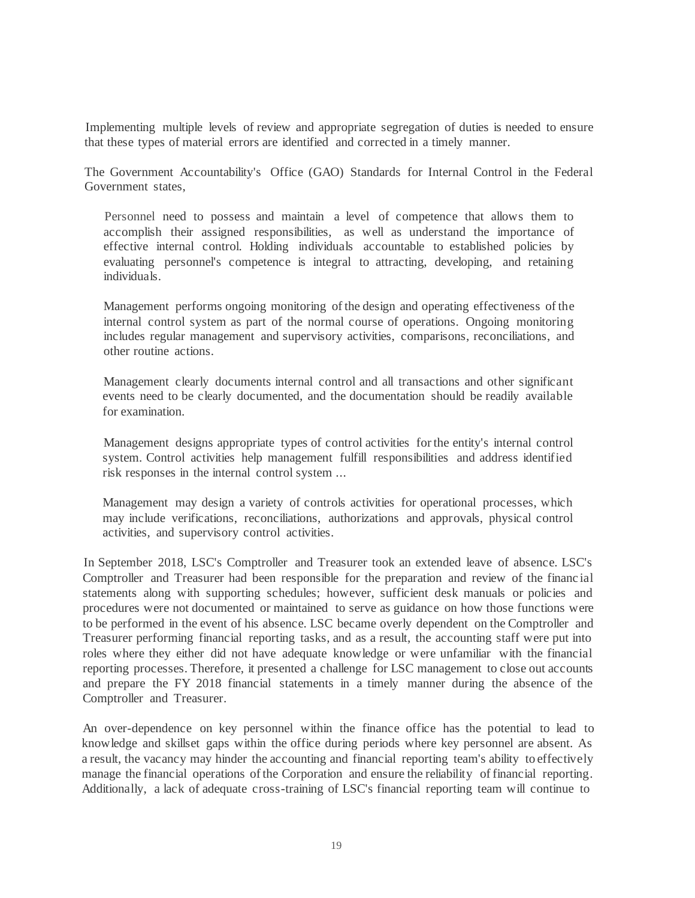Implementing multiple levels of review and appropriate segregation of duties is needed to ensure that these types of material errors are identified and corrected in a timely manner.

The Government Accountability's Office (GAO) Standards for Internal Control in the Federal Government states,

> Personnel need to possess and maintain a level of competence that allows them to accomplish their assigned responsibilities, as well as understand the importance of effective internal control. Holding individuals accountable to established policies by evaluating personnel's competence is integral to attracting, developing, and retaining individuals.
>
> Management performs ongoing monitoring of the design and operating effectiveness of the internal control system as part of the normal course of operations. Ongoing monitoring includes regular management and supervisory activities, comparisons, reconciliations, and other routine actions.
>
> Management clearly documents internal control and all transactions and other significant events need to be clearly documented, and the documentation should be readily available for examination.
>
> Management designs appropriate types of control activities for the entity's internal control system. Control activities help management fulfill responsibilities and address identified risk responses in the internal control system ...
>
> Management may design a variety of controls activities for operational processes, which may include verifications, reconciliations, authorizations and approvals, physical control activities, and supervisory control activities.

In September 2018, LSC's Comptroller and Treasurer took an extended leave of absence. LSC's Comptroller and Treasurer had been responsible for the preparation and review of the financial statements along with supporting schedules; however, sufficient desk manuals or policies and procedures were not documented or maintained to serve as guidance on how those functions were to be performed in the event of his absence. LSC became overly dependent on the Comptroller and Treasurer performing financial reporting tasks, and as a result, the accounting staff were put into roles where they either did not have adequate knowledge or were unfamiliar with the financial reporting processes. Therefore, it presented a challenge for LSC management to close out accounts and prepare the FY 2018 financial statements in a timely manner during the absence of the Comptroller and Treasurer.

An over-dependence on key personnel within the finance office has the potential to lead to knowledge and skillset gaps within the office during periods where key personnel are absent. As a result, the vacancy may hinder the accounting and financial reporting team's ability to effectively manage the financial operations of the Corporation and ensure the reliability of financial reporting. Additionally, a lack of adequate cross-training of LSC's financial reporting team will continue to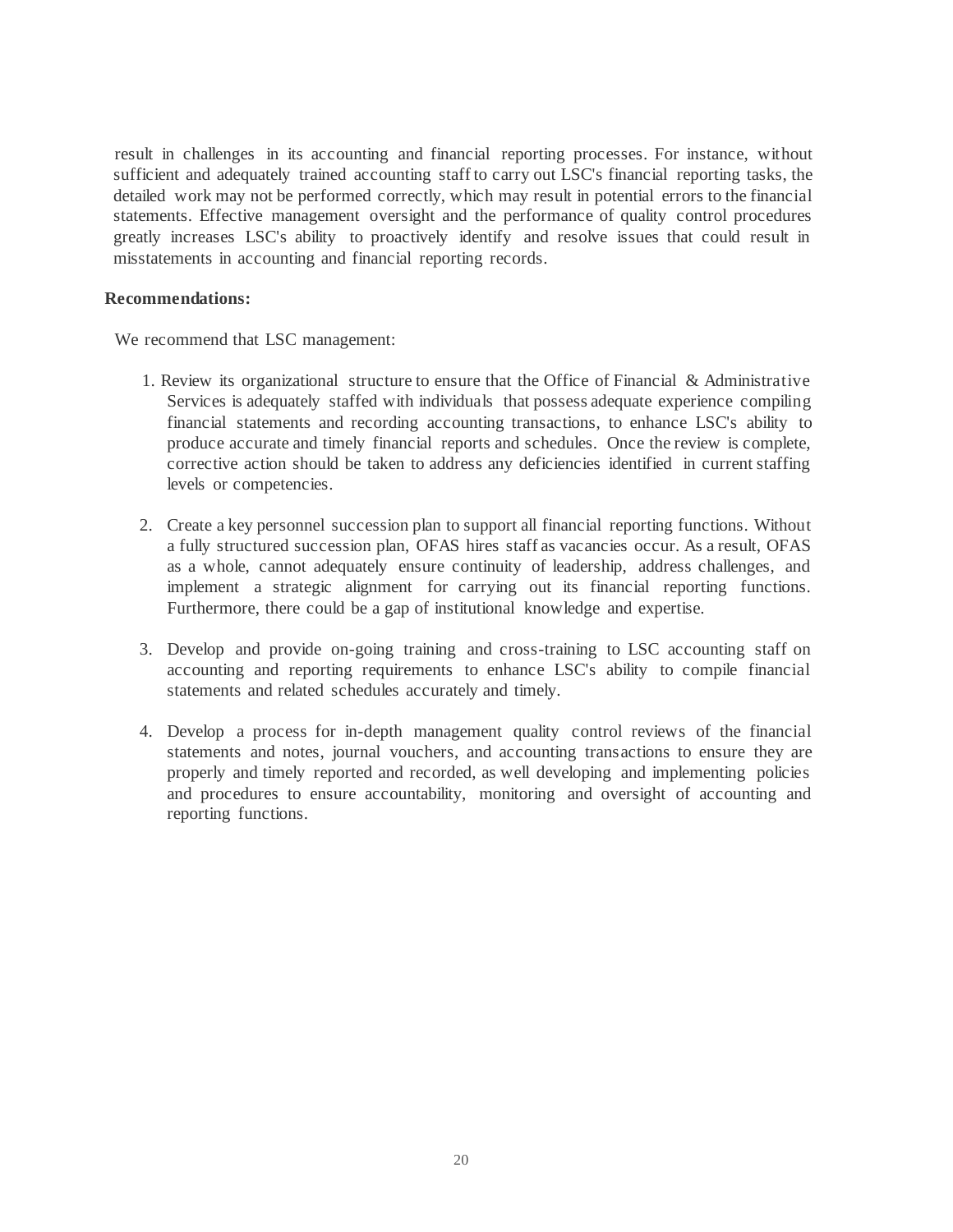result in challenges in its accounting and financial reporting processes. For instance, without sufficient and adequately trained accounting staff to carry out LSC's financial reporting tasks, the detailed work may not be performed correctly, which may result in potential errors to the financial statements. Effective management oversight and the performance of quality control procedures greatly increases LSC's ability to proactively identify and resolve issues that could result in misstatements in accounting and financial reporting records.

**Recommendations:**

We recommend that LSC management:

1. Review its organizational structure to ensure that the Office of Financial & Administrative Services is adequately staffed with individuals that possess adequate experience compiling financial statements and recording accounting transactions, to enhance LSC's ability to produce accurate and timely financial reports and schedules. Once the review is complete, corrective action should be taken to address any deficiencies identified in current staffing levels or competencies.

2. Create a key personnel succession plan to support all financial reporting functions. Without a fully structured succession plan, OFAS hires staff as vacancies occur. As a result, OFAS as a whole, cannot adequately ensure continuity of leadership, address challenges, and implement a strategic alignment for carrying out its financial reporting functions. Furthermore, there could be a gap of institutional knowledge and expertise.

3. Develop and provide on-going training and cross-training to LSC accounting staff on accounting and reporting requirements to enhance LSC's ability to compile financial statements and related schedules accurately and timely.

4. Develop a process for in-depth management quality control reviews of the financial statements and notes, journal vouchers, and accounting transactions to ensure they are properly and timely reported and recorded, as well developing and implementing policies and procedures to ensure accountability, monitoring and oversight of accounting and reporting functions.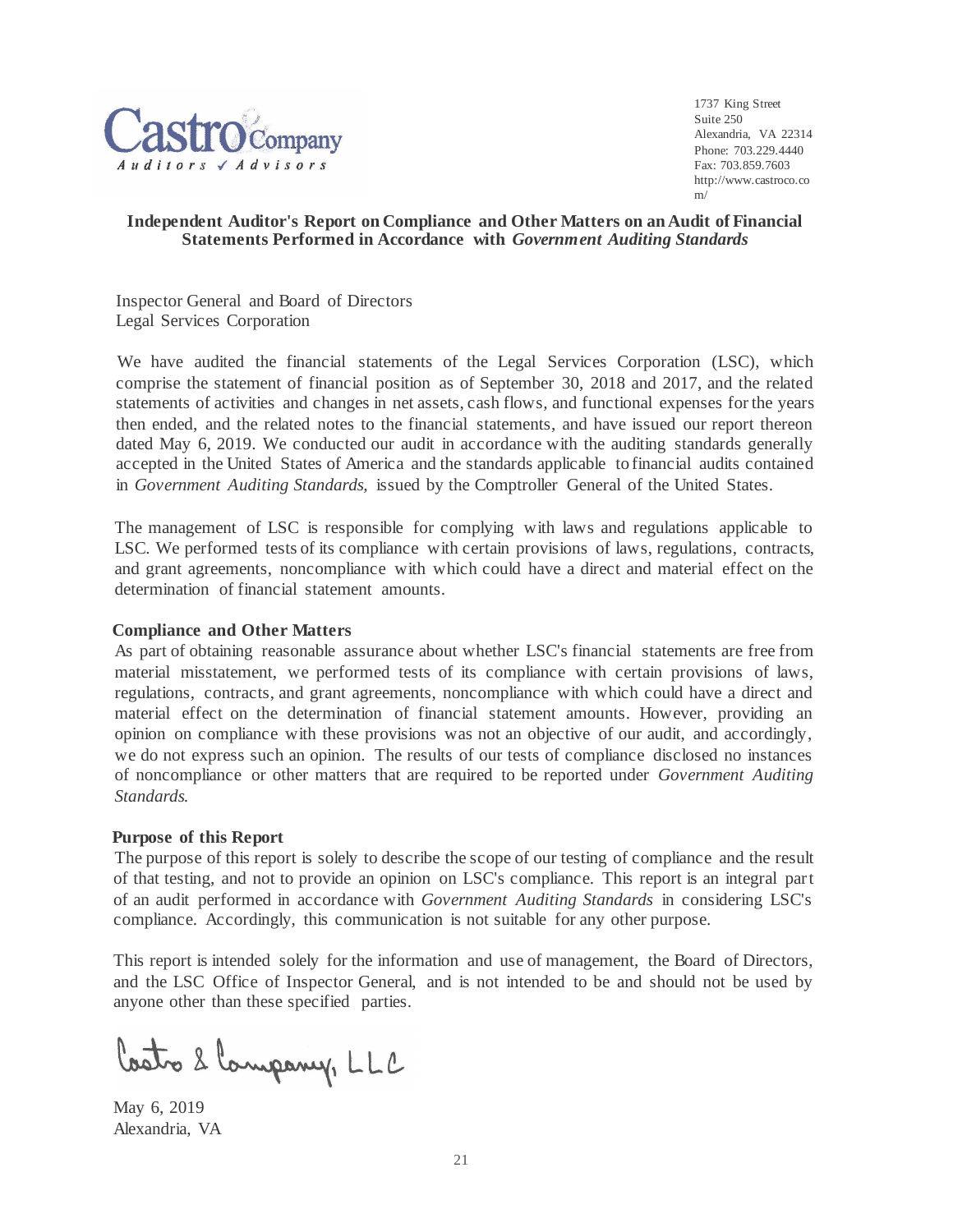Castro & Company
Auditors ✓ Advisors

1737 King Street
Suite 250
Alexandria, VA 22314
Phone: 703.229.4440
Fax: 703.859.7603
http://www.castroco.com/

## Independent Auditor's Report on Compliance and Other Matters on an Audit of Financial Statements Performed in Accordance with *Government Auditing Standards*

Inspector General and Board of Directors
Legal Services Corporation

We have audited the financial statements of the Legal Services Corporation (LSC), which comprise the statement of financial position as of September 30, 2018 and 2017, and the related statements of activities and changes in net assets, cash flows, and functional expenses for the years then ended, and the related notes to the financial statements, and have issued our report thereon dated May 6, 2019. We conducted our audit in accordance with the auditing standards generally accepted in the United States of America and the standards applicable to financial audits contained in *Government Auditing Standards*, issued by the Comptroller General of the United States.

The management of LSC is responsible for complying with laws and regulations applicable to LSC. We performed tests of its compliance with certain provisions of laws, regulations, contracts, and grant agreements, noncompliance with which could have a direct and material effect on the determination of financial statement amounts.

### Compliance and Other Matters

As part of obtaining reasonable assurance about whether LSC's financial statements are free from material misstatement, we performed tests of its compliance with certain provisions of laws, regulations, contracts, and grant agreements, noncompliance with which could have a direct and material effect on the determination of financial statement amounts. However, providing an opinion on compliance with these provisions was not an objective of our audit, and accordingly, we do not express such an opinion. The results of our tests of compliance disclosed no instances of noncompliance or other matters that are required to be reported under *Government Auditing Standards*.

### Purpose of this Report

The purpose of this report is solely to describe the scope of our testing of compliance and the result of that testing, and not to provide an opinion on LSC's compliance. This report is an integral part of an audit performed in accordance with *Government Auditing Standards* in considering LSC's compliance. Accordingly, this communication is not suitable for any other purpose.

This report is intended solely for the information and use of management, the Board of Directors, and the LSC Office of Inspector General, and is not intended to be and should not be used by anyone other than these specified parties.

Castro & Company, LLC

May 6, 2019
Alexandria, VA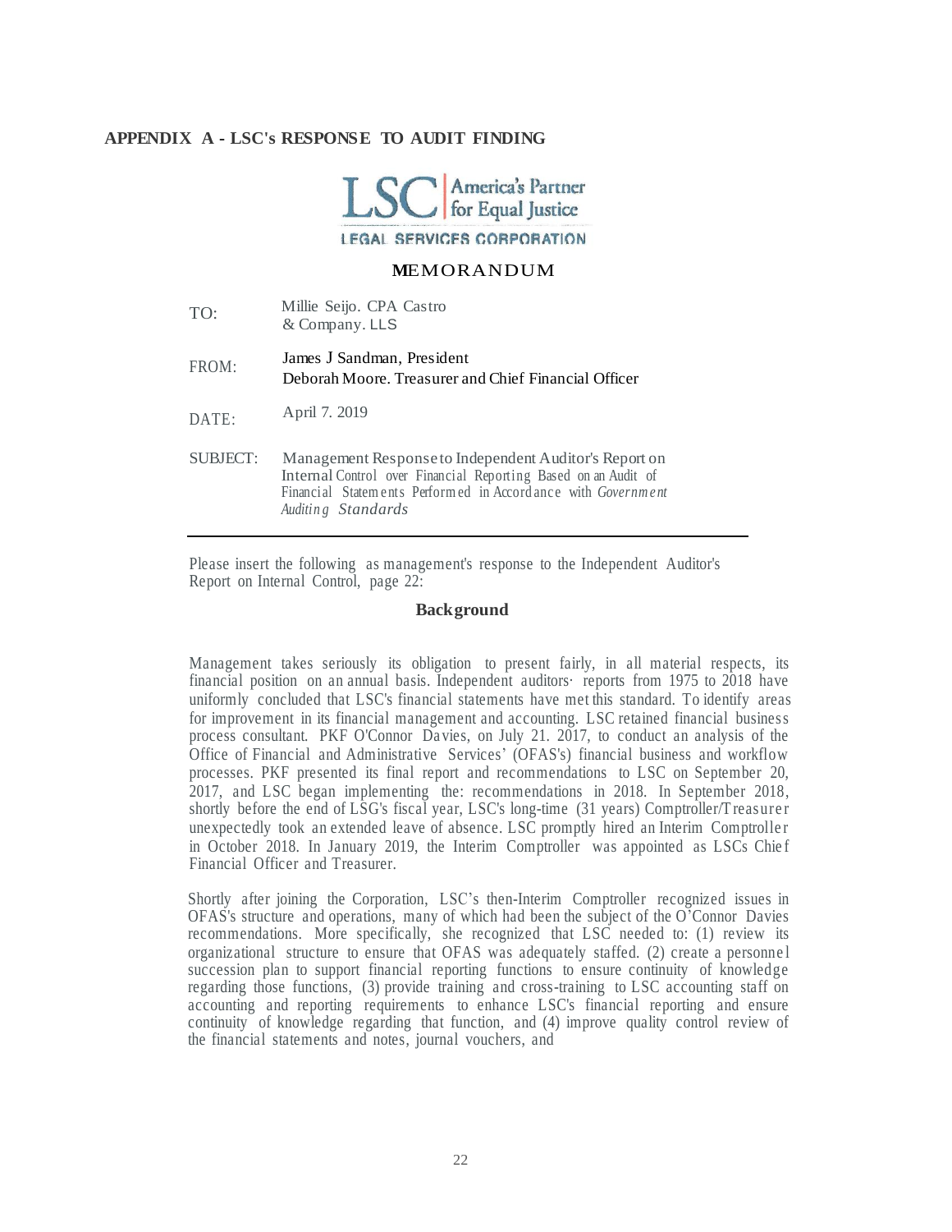**APPENDIX A - LSC's RESPONSE TO AUDIT FINDING**

LSC | America's Partner for Equal Justice

LEGAL SERVICES CORPORATION

MEMORANDUM

TO: Millie Seijo. CPA Castro & Company. LLS

FROM: James J Sandman, President
Deborah Moore. Treasurer and Chief Financial Officer

DATE: April 7. 2019

SUBJECT: Management Response to Independent Auditor's Report on Internal Control over Financial Reporting Based on an Audit of Financial Statements Performed in Accordance with *Government Auditing Standards*

---

Please insert the following as management's response to the Independent Auditor's Report on Internal Control, page 22:

**Background**

Management takes seriously its obligation to present fairly, in all material respects, its financial position on an annual basis. Independent auditors· reports from 1975 to 2018 have uniformly concluded that LSC's financial statements have met this standard. To identify areas for improvement in its financial management and accounting. LSC retained financial business process consultant. PKF O'Connor Davies, on July 21. 2017, to conduct an analysis of the Office of Financial and Administrative Services' (OFAS's) financial business and workflow processes. PKF presented its final report and recommendations to LSC on September 20, 2017, and LSC began implementing the: recommendations in 2018. In September 2018, shortly before the end of LSG's fiscal year, LSC's long-time (31 years) Comptroller/Treasurer unexpectedly took an extended leave of absence. LSC promptly hired an Interim Comptroller in October 2018. In January 2019, the Interim Comptroller was appointed as LSCs Chief Financial Officer and Treasurer.

Shortly after joining the Corporation, LSC's then-Interim Comptroller recognized issues in OFAS's structure and operations, many of which had been the subject of the O'Connor Davies recommendations. More specifically, she recognized that LSC needed to: (1) review its organizational structure to ensure that OFAS was adequately staffed. (2) create a personnel succession plan to support financial reporting functions to ensure continuity of knowledge regarding those functions, (3) provide training and cross-training to LSC accounting staff on accounting and reporting requirements to enhance LSC's financial reporting and ensure continuity of knowledge regarding that function, and (4) improve quality control review of the financial statements and notes, journal vouchers, and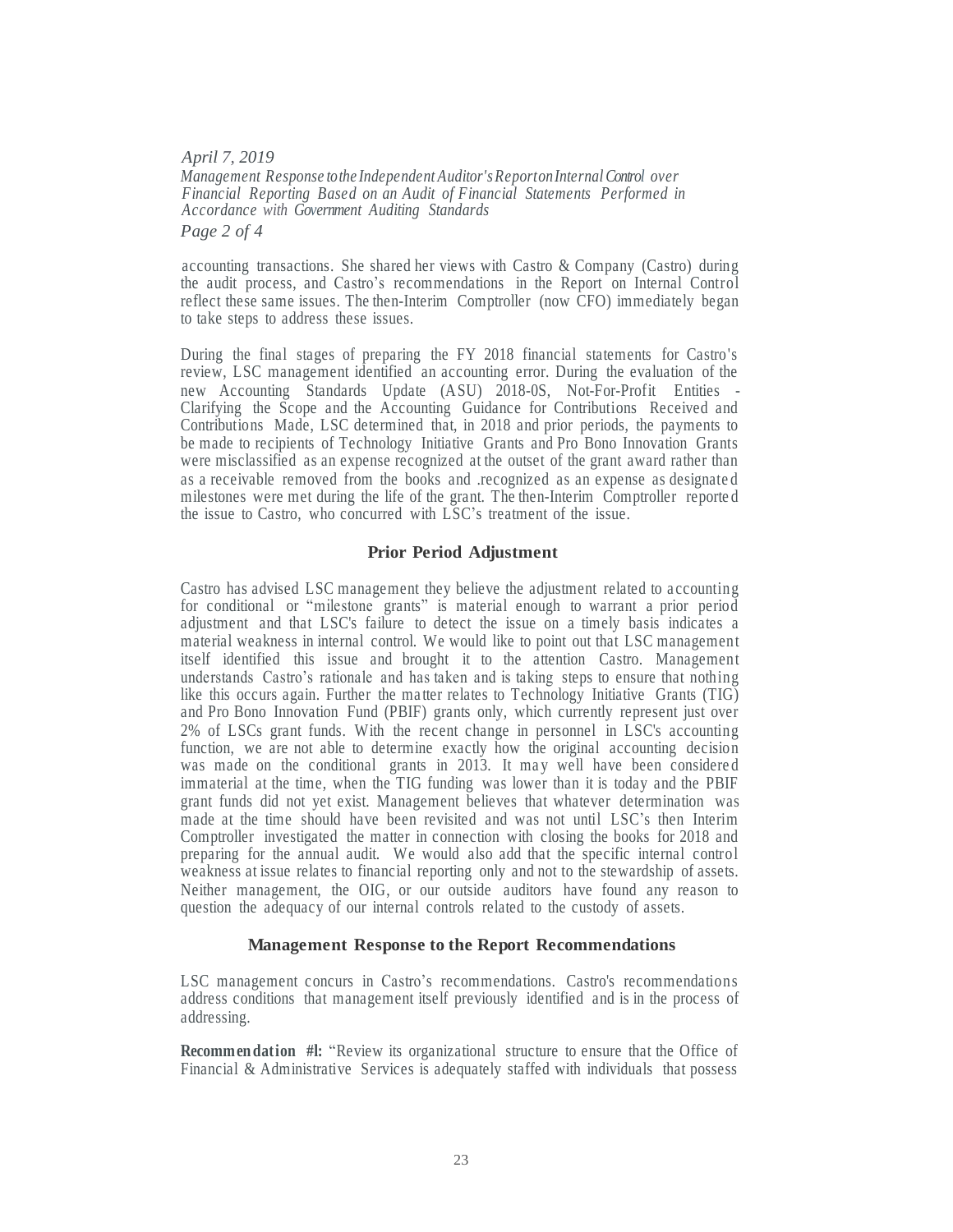accounting transactions. She shared her views with Castro & Company (Castro) during the audit process, and Castro's recommendations in the Report on Internal Control reflect these same issues. The then-Interim Comptroller (now CFO) immediately began to take steps to address these issues.

During the final stages of preparing the FY 2018 financial statements for Castro's review, LSC management identified an accounting error. During the evaluation of the new Accounting Standards Update (ASU) 2018-0S, Not-For-Profit Entities - Clarifying the Scope and the Accounting Guidance for Contributions Received and Contributions Made, LSC determined that, in 2018 and prior periods, the payments to be made to recipients of Technology Initiative Grants and Pro Bono Innovation Grants were misclassified as an expense recognized at the outset of the grant award rather than as a receivable removed from the books and .recognized as an expense as designated milestones were met during the life of the grant. The then-Interim Comptroller reported the issue to Castro, who concurred with LSC's treatment of the issue.

## Prior Period Adjustment

Castro has advised LSC management they believe the adjustment related to accounting for conditional or "milestone grants" is material enough to warrant a prior period adjustment and that LSC's failure to detect the issue on a timely basis indicates a material weakness in internal control. We would like to point out that LSC management itself identified this issue and brought it to the attention Castro. Management understands Castro's rationale and has taken and is taking steps to ensure that nothing like this occurs again. Further the matter relates to Technology Initiative Grants (TIG) and Pro Bono Innovation Fund (PBIF) grants only, which currently represent just over 2% of LSCs grant funds. With the recent change in personnel in LSC's accounting function, we are not able to determine exactly how the original accounting decision was made on the conditional grants in 2013. It may well have been considered immaterial at the time, when the TIG funding was lower than it is today and the PBIF grant funds did not yet exist. Management believes that whatever determination was made at the time should have been revisited and was not until LSC's then Interim Comptroller investigated the matter in connection with closing the books for 2018 and preparing for the annual audit. We would also add that the specific internal control weakness at issue relates to financial reporting only and not to the stewardship of assets. Neither management, the OIG, or our outside auditors have found any reason to question the adequacy of our internal controls related to the custody of assets.

## Management Response to the Report Recommendations

LSC management concurs in Castro's recommendations. Castro's recommendations address conditions that management itself previously identified and is in the process of addressing.

**Recommendation #l:** "Review its organizational structure to ensure that the Office of Financial & Administrative Services is adequately staffed with individuals that possess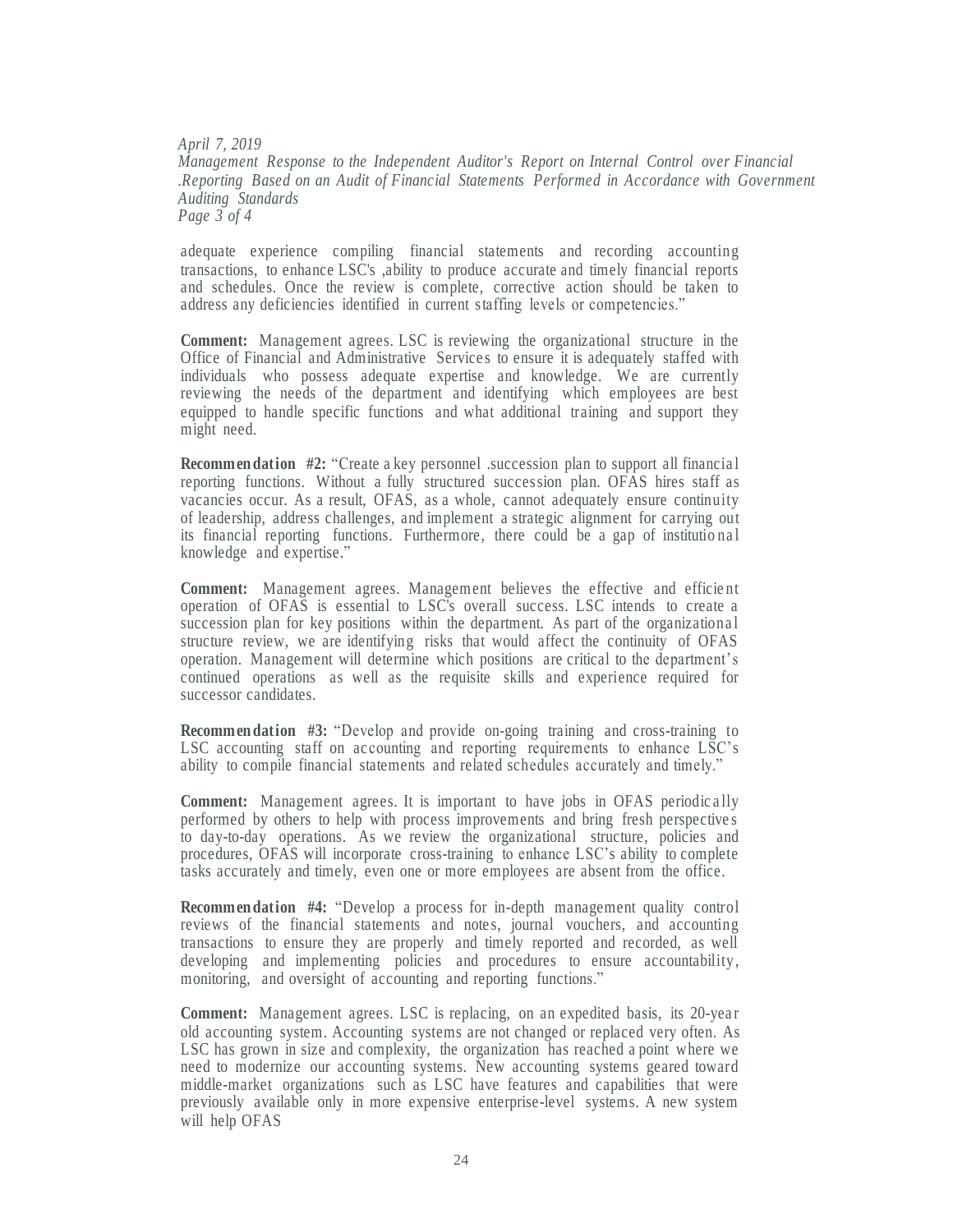adequate experience compiling financial statements and recording accounting transactions, to enhance LSC's ,ability to produce accurate and timely financial reports and schedules. Once the review is complete, corrective action should be taken to address any deficiencies identified in current staffing levels or competencies."

**Comment:** Management agrees. LSC is reviewing the organizational structure in the Office of Financial and Administrative Services to ensure it is adequately staffed with individuals who possess adequate expertise and knowledge. We are currently reviewing the needs of the department and identifying which employees are best equipped to handle specific functions and what additional training and support they might need.

**Recommendation #2:** "Create a key personnel .succession plan to support all financial reporting functions. Without a fully structured succession plan. OFAS hires staff as vacancies occur. As a result, OFAS, as a whole, cannot adequately ensure continuity of leadership, address challenges, and implement a strategic alignment for carrying out its financial reporting functions. Furthermore, there could be a gap of institutional knowledge and expertise."

**Comment:** Management agrees. Management believes the effective and efficient operation of OFAS is essential to LSC's overall success. LSC intends to create a succession plan for key positions within the department. As part of the organizational structure review, we are identifying risks that would affect the continuity of OFAS operation. Management will determine which positions are critical to the department's continued operations as well as the requisite skills and experience required for successor candidates.

**Recommendation #3:** "Develop and provide on-going training and cross-training to LSC accounting staff on accounting and reporting requirements to enhance LSC's ability to compile financial statements and related schedules accurately and timely."

**Comment:** Management agrees. It is important to have jobs in OFAS periodically performed by others to help with process improvements and bring fresh perspectives to day-to-day operations. As we review the organizational structure, policies and procedures, OFAS will incorporate cross-training to enhance LSC's ability to complete tasks accurately and timely, even one or more employees are absent from the office.

**Recommendation #4:** "Develop a process for in-depth management quality control reviews of the financial statements and notes, journal vouchers, and accounting transactions to ensure they are properly and timely reported and recorded, as well developing and implementing policies and procedures to ensure accountability, monitoring, and oversight of accounting and reporting functions."

**Comment:** Management agrees. LSC is replacing, on an expedited basis, its 20-year old accounting system. Accounting systems are not changed or replaced very often. As LSC has grown in size and complexity, the organization has reached a point where we need to modernize our accounting systems. New accounting systems geared toward middle-market organizations such as LSC have features and capabilities that were previously available only in more expensive enterprise-level systems. A new system will help OFAS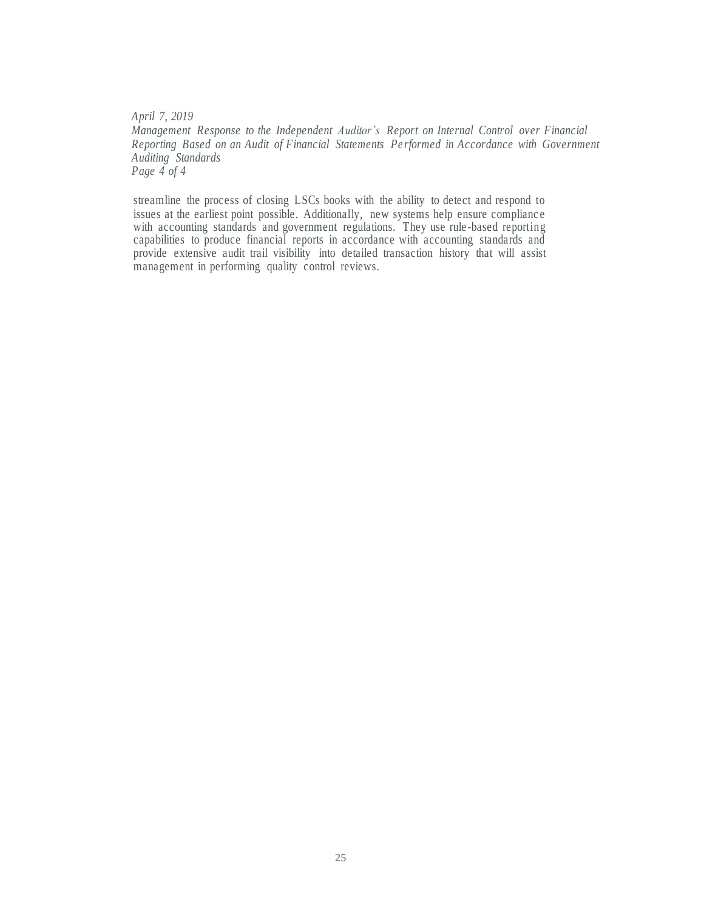streamline the process of closing LSCs books with the ability to detect and respond to issues at the earliest point possible. Additionally, new systems help ensure compliance with accounting standards and government regulations. They use rule-based reporting capabilities to produce financial reports in accordance with accounting standards and provide extensive audit trail visibility into detailed transaction history that will assist management in performing quality control reviews.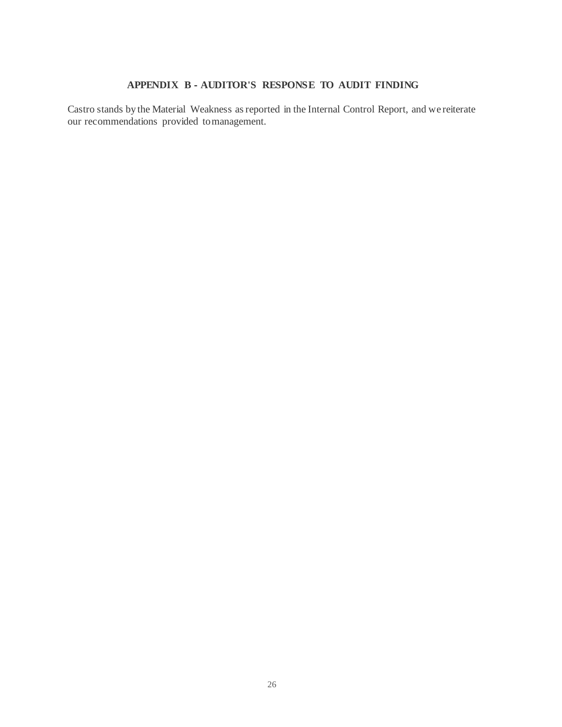# APPENDIX B - AUDITOR'S RESPONSE TO AUDIT FINDING

Castro stands by the Material Weakness as reported in the Internal Control Report, and we reiterate our recommendations provided to management.